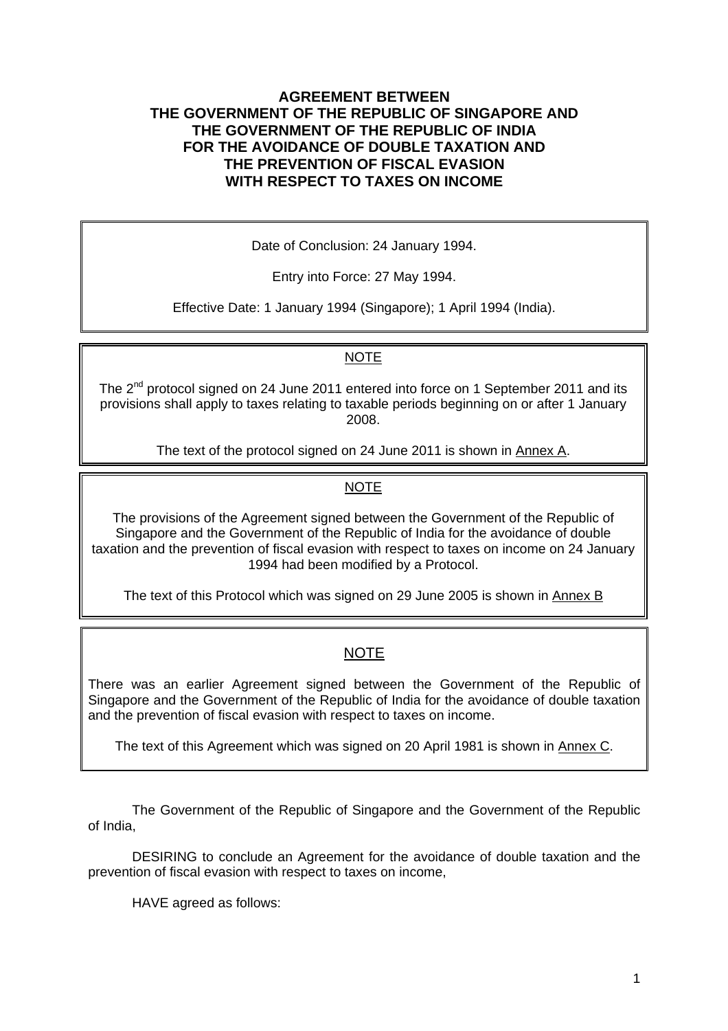# AGREEMENT BETWEEN THE GOVERNMENT OF THE REPUBLIC OF SINGAPORE AND THE GOVERNMENT OF THE REPUBLIC OF INDIA FOR THE AVOIDANCE OF DOUBLE TAXATION AND THE PREVENTION OF FISCAL EVASION WITH RESPECT TO TAXES ON INCOME

Date of Conclusion: 24 January 1994.

Entry into Force: 27 May 1994.

Effective Date: 1 January 1994 (Singapore); 1 April 1994 (India).

NOTE

The 2nd protocol signed on 24 June 2011 entered into force on 1 September 2011 and its provisions shall apply to taxes relating to taxable periods beginning on or after 1 January 2008.

The text of the protocol signed on 24 June 2011 is shown in Annex A.

NOTE

The provisions of the Agreement signed between the Government of the Republic of Singapore and the Government of the Republic of India for the avoidance of double taxation and the prevention of fiscal evasion with respect to taxes on income on 24 January 1994 had been modified by a Protocol.

The text of this Protocol which was signed on 29 June 2005 is shown in Annex B

NOTE

There was an earlier Agreement signed between the Government of the Republic of Singapore and the Government of the Republic of India for the avoidance of double taxation and the prevention of fiscal evasion with respect to taxes on income.

The text of this Agreement which was signed on 20 April 1981 is shown in Annex C.

The Government of the Republic of Singapore and the Government of the Republic of India,

DESIRING to conclude an Agreement for the avoidance of double taxation and the prevention of fiscal evasion with respect to taxes on income,

HAVE agreed as follows: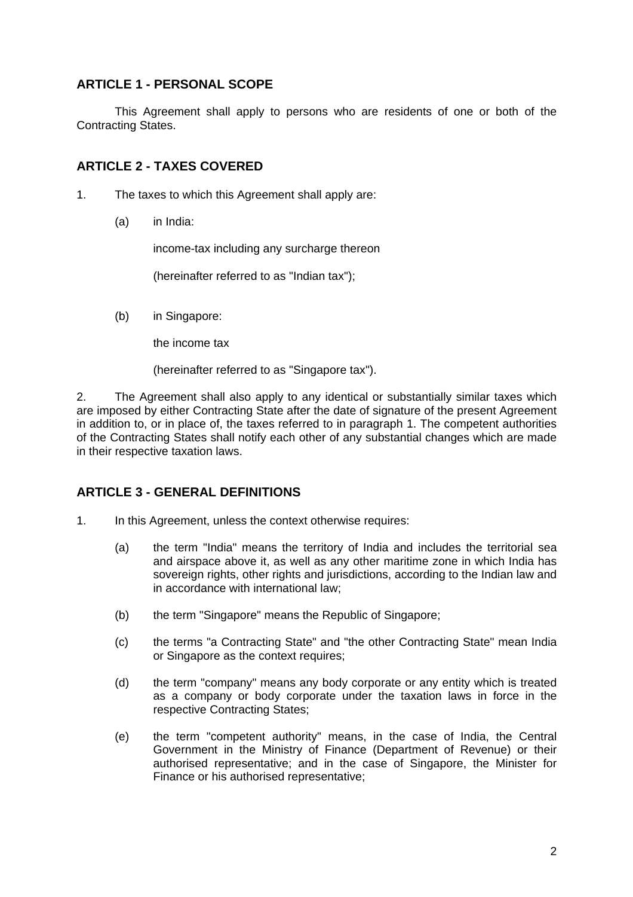## ARTICLE 1 - PERSONAL SCOPE

This Agreement shall apply to persons who are residents of one or both of the Contracting States.

## ARTICLE 2 - TAXES COVERED

1. The taxes to which this Agreement shall apply are:

   (a) in India:

   income-tax including any surcharge thereon

   (hereinafter referred to as "Indian tax");

   (b) in Singapore:

   the income tax

   (hereinafter referred to as "Singapore tax").

2. The Agreement shall also apply to any identical or substantially similar taxes which are imposed by either Contracting State after the date of signature of the present Agreement in addition to, or in place of, the taxes referred to in paragraph 1. The competent authorities of the Contracting States shall notify each other of any substantial changes which are made in their respective taxation laws.

## ARTICLE 3 - GENERAL DEFINITIONS

1. In this Agreement, unless the context otherwise requires:

   (a) the term "India" means the territory of India and includes the territorial sea and airspace above it, as well as any other maritime zone in which India has sovereign rights, other rights and jurisdictions, according to the Indian law and in accordance with international law;

   (b) the term "Singapore" means the Republic of Singapore;

   (c) the terms "a Contracting State" and "the other Contracting State" mean India or Singapore as the context requires;

   (d) the term "company" means any body corporate or any entity which is treated as a company or body corporate under the taxation laws in force in the respective Contracting States;

   (e) the term "competent authority" means, in the case of India, the Central Government in the Ministry of Finance (Department of Revenue) or their authorised representative; and in the case of Singapore, the Minister for Finance or his authorised representative;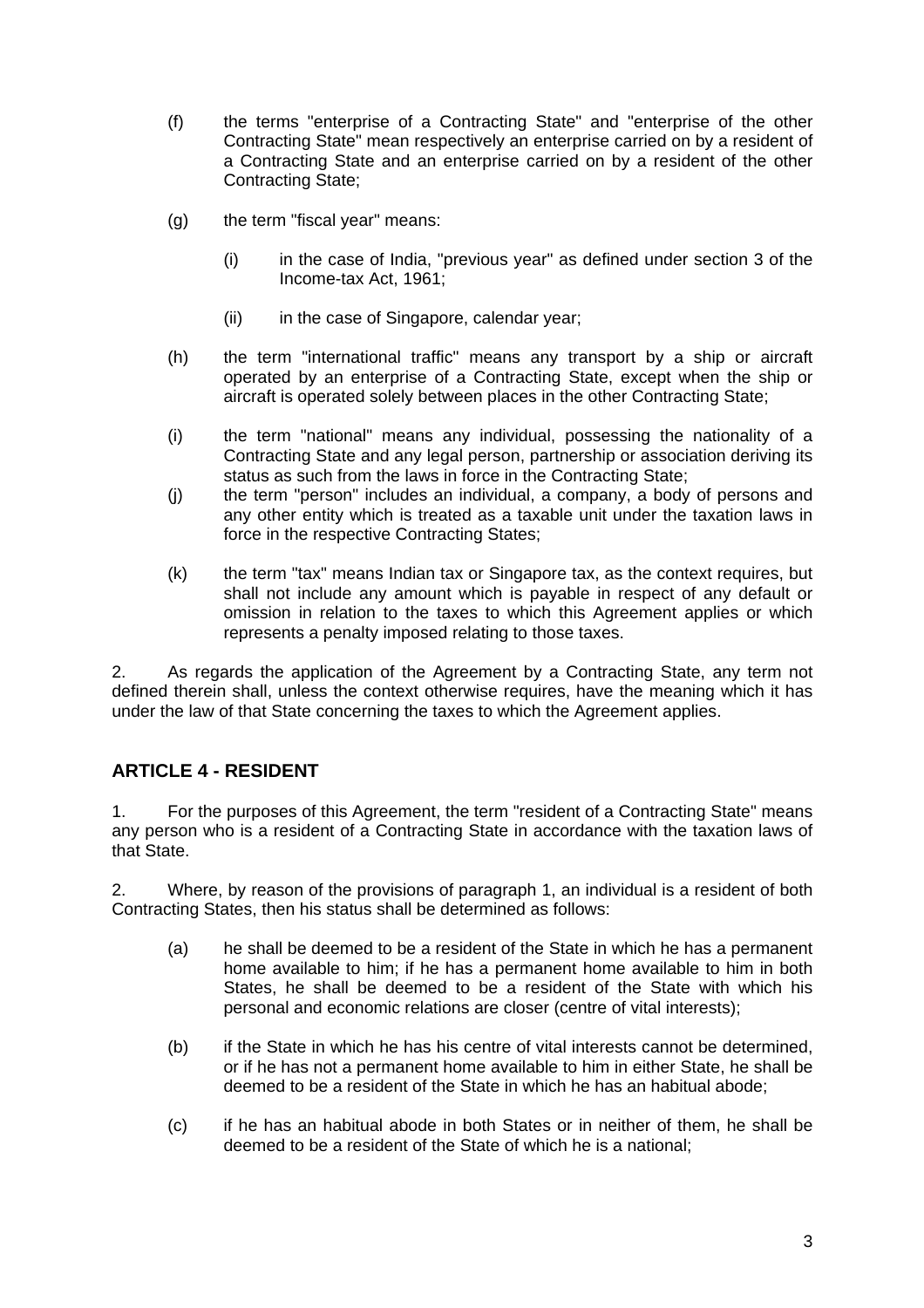(f) the terms "enterprise of a Contracting State" and "enterprise of the other Contracting State" mean respectively an enterprise carried on by a resident of a Contracting State and an enterprise carried on by a resident of the other Contracting State;

(g) the term "fiscal year" means:

  (i) in the case of India, "previous year" as defined under section 3 of the Income-tax Act, 1961;

  (ii) in the case of Singapore, calendar year;

(h) the term "international traffic" means any transport by a ship or aircraft operated by an enterprise of a Contracting State, except when the ship or aircraft is operated solely between places in the other Contracting State;

(i) the term "national" means any individual, possessing the nationality of a Contracting State and any legal person, partnership or association deriving its status as such from the laws in force in the Contracting State;

(j) the term "person" includes an individual, a company, a body of persons and any other entity which is treated as a taxable unit under the taxation laws in force in the respective Contracting States;

(k) the term "tax" means Indian tax or Singapore tax, as the context requires, but shall not include any amount which is payable in respect of any default or omission in relation to the taxes to which this Agreement applies or which represents a penalty imposed relating to those taxes.

2. As regards the application of the Agreement by a Contracting State, any term not defined therein shall, unless the context otherwise requires, have the meaning which it has under the law of that State concerning the taxes to which the Agreement applies.

## ARTICLE 4 - RESIDENT

1. For the purposes of this Agreement, the term "resident of a Contracting State" means any person who is a resident of a Contracting State in accordance with the taxation laws of that State.

2. Where, by reason of the provisions of paragraph 1, an individual is a resident of both Contracting States, then his status shall be determined as follows:

(a) he shall be deemed to be a resident of the State in which he has a permanent home available to him; if he has a permanent home available to him in both States, he shall be deemed to be a resident of the State with which his personal and economic relations are closer (centre of vital interests);

(b) if the State in which he has his centre of vital interests cannot be determined, or if he has not a permanent home available to him in either State, he shall be deemed to be a resident of the State in which he has an habitual abode;

(c) if he has an habitual abode in both States or in neither of them, he shall be deemed to be a resident of the State of which he is a national;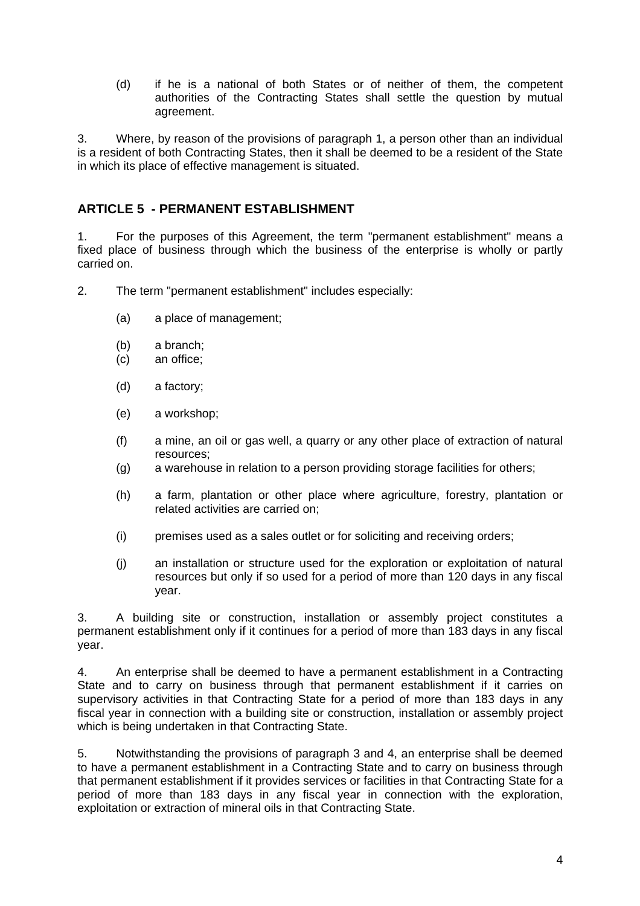(d) if he is a national of both States or of neither of them, the competent authorities of the Contracting States shall settle the question by mutual agreement.

3. Where, by reason of the provisions of paragraph 1, a person other than an individual is a resident of both Contracting States, then it shall be deemed to be a resident of the State in which its place of effective management is situated.

## ARTICLE 5 - PERMANENT ESTABLISHMENT

1. For the purposes of this Agreement, the term "permanent establishment" means a fixed place of business through which the business of the enterprise is wholly or partly carried on.

2. The term "permanent establishment" includes especially:

(a) a place of management;

(b) a branch;

(c) an office;

(d) a factory;

(e) a workshop;

(f) a mine, an oil or gas well, a quarry or any other place of extraction of natural resources;

(g) a warehouse in relation to a person providing storage facilities for others;

(h) a farm, plantation or other place where agriculture, forestry, plantation or related activities are carried on;

(i) premises used as a sales outlet or for soliciting and receiving orders;

(j) an installation or structure used for the exploration or exploitation of natural resources but only if so used for a period of more than 120 days in any fiscal year.

3. A building site or construction, installation or assembly project constitutes a permanent establishment only if it continues for a period of more than 183 days in any fiscal year.

4. An enterprise shall be deemed to have a permanent establishment in a Contracting State and to carry on business through that permanent establishment if it carries on supervisory activities in that Contracting State for a period of more than 183 days in any fiscal year in connection with a building site or construction, installation or assembly project which is being undertaken in that Contracting State.

5. Notwithstanding the provisions of paragraph 3 and 4, an enterprise shall be deemed to have a permanent establishment in a Contracting State and to carry on business through that permanent establishment if it provides services or facilities in that Contracting State for a period of more than 183 days in any fiscal year in connection with the exploration, exploitation or extraction of mineral oils in that Contracting State.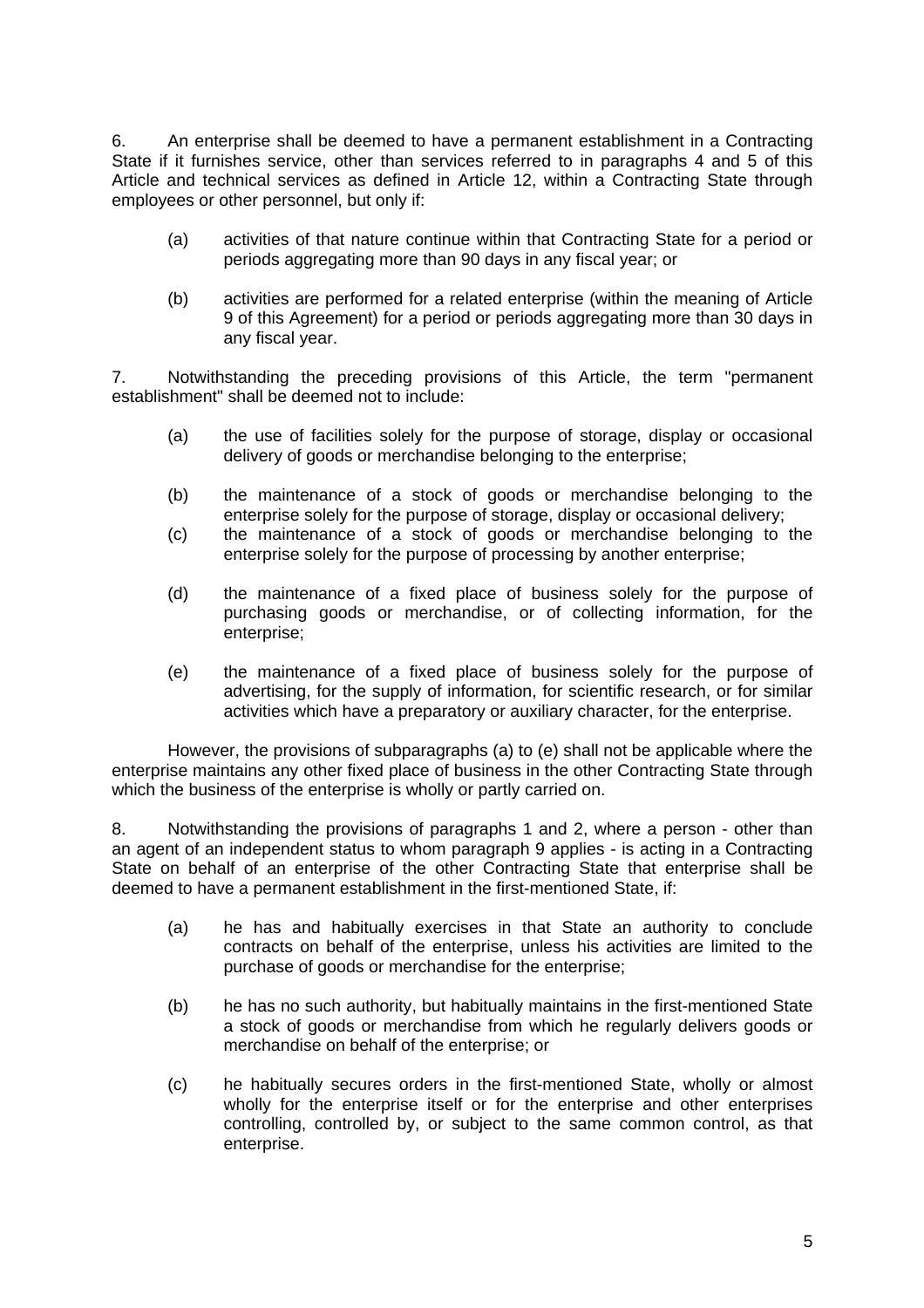6. An enterprise shall be deemed to have a permanent establishment in a Contracting State if it furnishes service, other than services referred to in paragraphs 4 and 5 of this Article and technical services as defined in Article 12, within a Contracting State through employees or other personnel, but only if:

(a) activities of that nature continue within that Contracting State for a period or periods aggregating more than 90 days in any fiscal year; or

(b) activities are performed for a related enterprise (within the meaning of Article 9 of this Agreement) for a period or periods aggregating more than 30 days in any fiscal year.

7. Notwithstanding the preceding provisions of this Article, the term "permanent establishment" shall be deemed not to include:

(a) the use of facilities solely for the purpose of storage, display or occasional delivery of goods or merchandise belonging to the enterprise;

(b) the maintenance of a stock of goods or merchandise belonging to the enterprise solely for the purpose of storage, display or occasional delivery;

(c) the maintenance of a stock of goods or merchandise belonging to the enterprise solely for the purpose of processing by another enterprise;

(d) the maintenance of a fixed place of business solely for the purpose of purchasing goods or merchandise, or of collecting information, for the enterprise;

(e) the maintenance of a fixed place of business solely for the purpose of advertising, for the supply of information, for scientific research, or for similar activities which have a preparatory or auxiliary character, for the enterprise.

However, the provisions of subparagraphs (a) to (e) shall not be applicable where the enterprise maintains any other fixed place of business in the other Contracting State through which the business of the enterprise is wholly or partly carried on.

8. Notwithstanding the provisions of paragraphs 1 and 2, where a person - other than an agent of an independent status to whom paragraph 9 applies - is acting in a Contracting State on behalf of an enterprise of the other Contracting State that enterprise shall be deemed to have a permanent establishment in the first-mentioned State, if:

(a) he has and habitually exercises in that State an authority to conclude contracts on behalf of the enterprise, unless his activities are limited to the purchase of goods or merchandise for the enterprise;

(b) he has no such authority, but habitually maintains in the first-mentioned State a stock of goods or merchandise from which he regularly delivers goods or merchandise on behalf of the enterprise; or

(c) he habitually secures orders in the first-mentioned State, wholly or almost wholly for the enterprise itself or for the enterprise and other enterprises controlling, controlled by, or subject to the same common control, as that enterprise.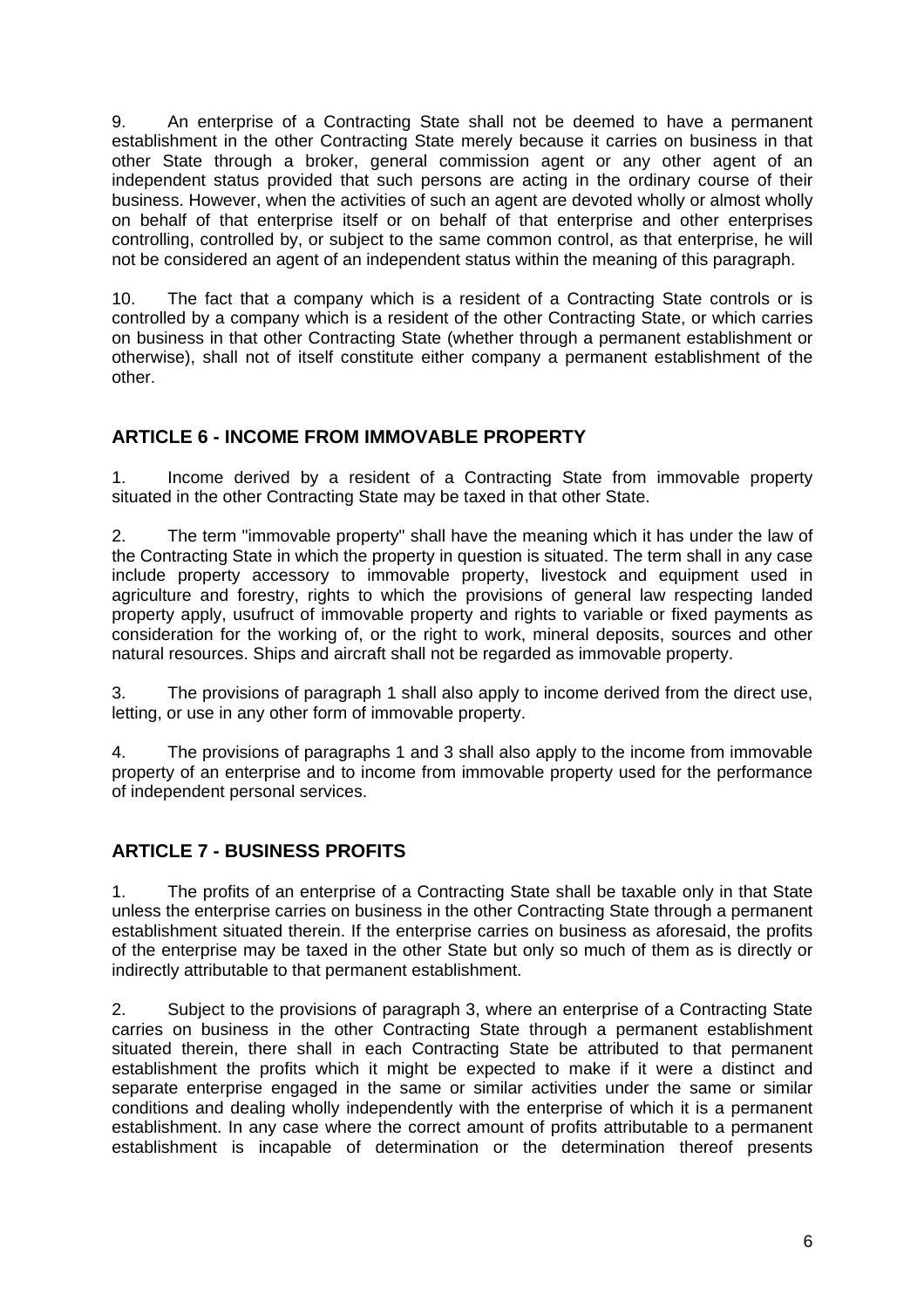9. An enterprise of a Contracting State shall not be deemed to have a permanent establishment in the other Contracting State merely because it carries on business in that other State through a broker, general commission agent or any other agent of an independent status provided that such persons are acting in the ordinary course of their business. However, when the activities of such an agent are devoted wholly or almost wholly on behalf of that enterprise itself or on behalf of that enterprise and other enterprises controlling, controlled by, or subject to the same common control, as that enterprise, he will not be considered an agent of an independent status within the meaning of this paragraph.

10. The fact that a company which is a resident of a Contracting State controls or is controlled by a company which is a resident of the other Contracting State, or which carries on business in that other Contracting State (whether through a permanent establishment or otherwise), shall not of itself constitute either company a permanent establishment of the other.

## ARTICLE 6 - INCOME FROM IMMOVABLE PROPERTY

1. Income derived by a resident of a Contracting State from immovable property situated in the other Contracting State may be taxed in that other State.

2. The term "immovable property" shall have the meaning which it has under the law of the Contracting State in which the property in question is situated. The term shall in any case include property accessory to immovable property, livestock and equipment used in agriculture and forestry, rights to which the provisions of general law respecting landed property apply, usufruct of immovable property and rights to variable or fixed payments as consideration for the working of, or the right to work, mineral deposits, sources and other natural resources. Ships and aircraft shall not be regarded as immovable property.

3. The provisions of paragraph 1 shall also apply to income derived from the direct use, letting, or use in any other form of immovable property.

4. The provisions of paragraphs 1 and 3 shall also apply to the income from immovable property of an enterprise and to income from immovable property used for the performance of independent personal services.

## ARTICLE 7 - BUSINESS PROFITS

1. The profits of an enterprise of a Contracting State shall be taxable only in that State unless the enterprise carries on business in the other Contracting State through a permanent establishment situated therein. If the enterprise carries on business as aforesaid, the profits of the enterprise may be taxed in the other State but only so much of them as is directly or indirectly attributable to that permanent establishment.

2. Subject to the provisions of paragraph 3, where an enterprise of a Contracting State carries on business in the other Contracting State through a permanent establishment situated therein, there shall in each Contracting State be attributed to that permanent establishment the profits which it might be expected to make if it were a distinct and separate enterprise engaged in the same or similar activities under the same or similar conditions and dealing wholly independently with the enterprise of which it is a permanent establishment. In any case where the correct amount of profits attributable to a permanent establishment is incapable of determination or the determination thereof presents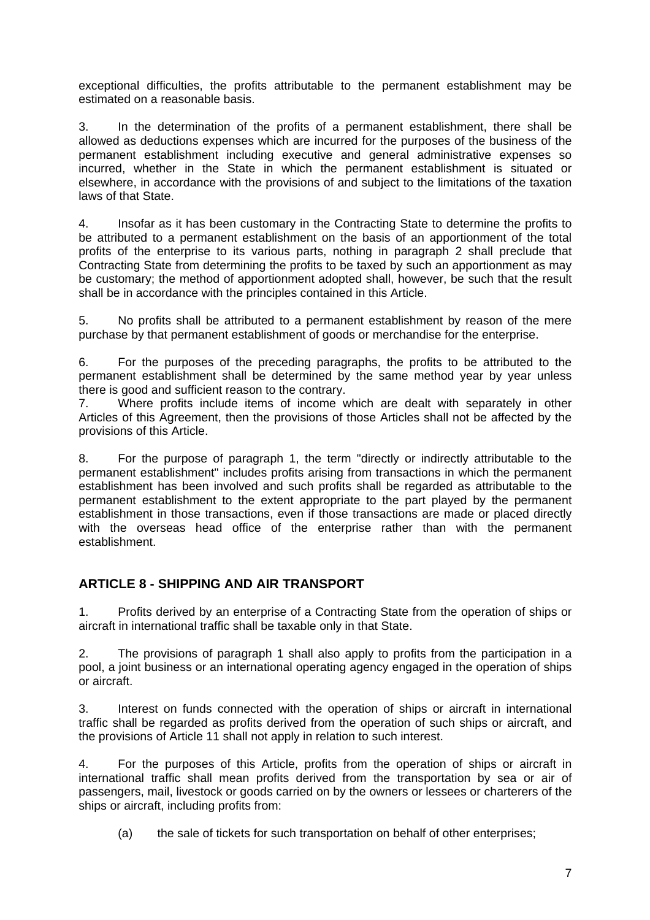exceptional difficulties, the profits attributable to the permanent establishment may be estimated on a reasonable basis.

3. In the determination of the profits of a permanent establishment, there shall be allowed as deductions expenses which are incurred for the purposes of the business of the permanent establishment including executive and general administrative expenses so incurred, whether in the State in which the permanent establishment is situated or elsewhere, in accordance with the provisions of and subject to the limitations of the taxation laws of that State.

4. Insofar as it has been customary in the Contracting State to determine the profits to be attributed to a permanent establishment on the basis of an apportionment of the total profits of the enterprise to its various parts, nothing in paragraph 2 shall preclude that Contracting State from determining the profits to be taxed by such an apportionment as may be customary; the method of apportionment adopted shall, however, be such that the result shall be in accordance with the principles contained in this Article.

5. No profits shall be attributed to a permanent establishment by reason of the mere purchase by that permanent establishment of goods or merchandise for the enterprise.

6. For the purposes of the preceding paragraphs, the profits to be attributed to the permanent establishment shall be determined by the same method year by year unless there is good and sufficient reason to the contrary.

7. Where profits include items of income which are dealt with separately in other Articles of this Agreement, then the provisions of those Articles shall not be affected by the provisions of this Article.

8. For the purpose of paragraph 1, the term "directly or indirectly attributable to the permanent establishment" includes profits arising from transactions in which the permanent establishment has been involved and such profits shall be regarded as attributable to the permanent establishment to the extent appropriate to the part played by the permanent establishment in those transactions, even if those transactions are made or placed directly with the overseas head office of the enterprise rather than with the permanent establishment.

## ARTICLE 8 - SHIPPING AND AIR TRANSPORT

1. Profits derived by an enterprise of a Contracting State from the operation of ships or aircraft in international traffic shall be taxable only in that State.

2. The provisions of paragraph 1 shall also apply to profits from the participation in a pool, a joint business or an international operating agency engaged in the operation of ships or aircraft.

3. Interest on funds connected with the operation of ships or aircraft in international traffic shall be regarded as profits derived from the operation of such ships or aircraft, and the provisions of Article 11 shall not apply in relation to such interest.

4. For the purposes of this Article, profits from the operation of ships or aircraft in international traffic shall mean profits derived from the transportation by sea or air of passengers, mail, livestock or goods carried on by the owners or lessees or charterers of the ships or aircraft, including profits from:

(a) the sale of tickets for such transportation on behalf of other enterprises;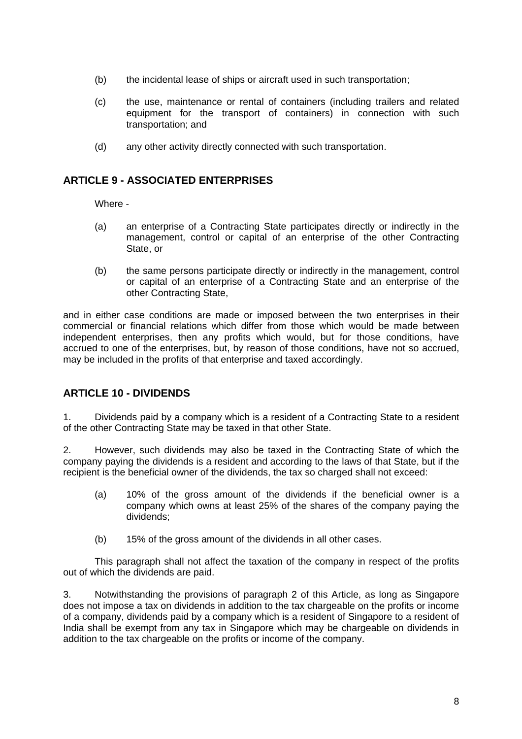(b) the incidental lease of ships or aircraft used in such transportation;

(c) the use, maintenance or rental of containers (including trailers and related equipment for the transport of containers) in connection with such transportation; and

(d) any other activity directly connected with such transportation.

## ARTICLE 9 - ASSOCIATED ENTERPRISES

Where -

(a) an enterprise of a Contracting State participates directly or indirectly in the management, control or capital of an enterprise of the other Contracting State, or

(b) the same persons participate directly or indirectly in the management, control or capital of an enterprise of a Contracting State and an enterprise of the other Contracting State,

and in either case conditions are made or imposed between the two enterprises in their commercial or financial relations which differ from those which would be made between independent enterprises, then any profits which would, but for those conditions, have accrued to one of the enterprises, but, by reason of those conditions, have not so accrued, may be included in the profits of that enterprise and taxed accordingly.

## ARTICLE 10 - DIVIDENDS

1. Dividends paid by a company which is a resident of a Contracting State to a resident of the other Contracting State may be taxed in that other State.

2. However, such dividends may also be taxed in the Contracting State of which the company paying the dividends is a resident and according to the laws of that State, but if the recipient is the beneficial owner of the dividends, the tax so charged shall not exceed:

(a) 10% of the gross amount of the dividends if the beneficial owner is a company which owns at least 25% of the shares of the company paying the dividends;

(b) 15% of the gross amount of the dividends in all other cases.

This paragraph shall not affect the taxation of the company in respect of the profits out of which the dividends are paid.

3. Notwithstanding the provisions of paragraph 2 of this Article, as long as Singapore does not impose a tax on dividends in addition to the tax chargeable on the profits or income of a company, dividends paid by a company which is a resident of Singapore to a resident of India shall be exempt from any tax in Singapore which may be chargeable on dividends in addition to the tax chargeable on the profits or income of the company.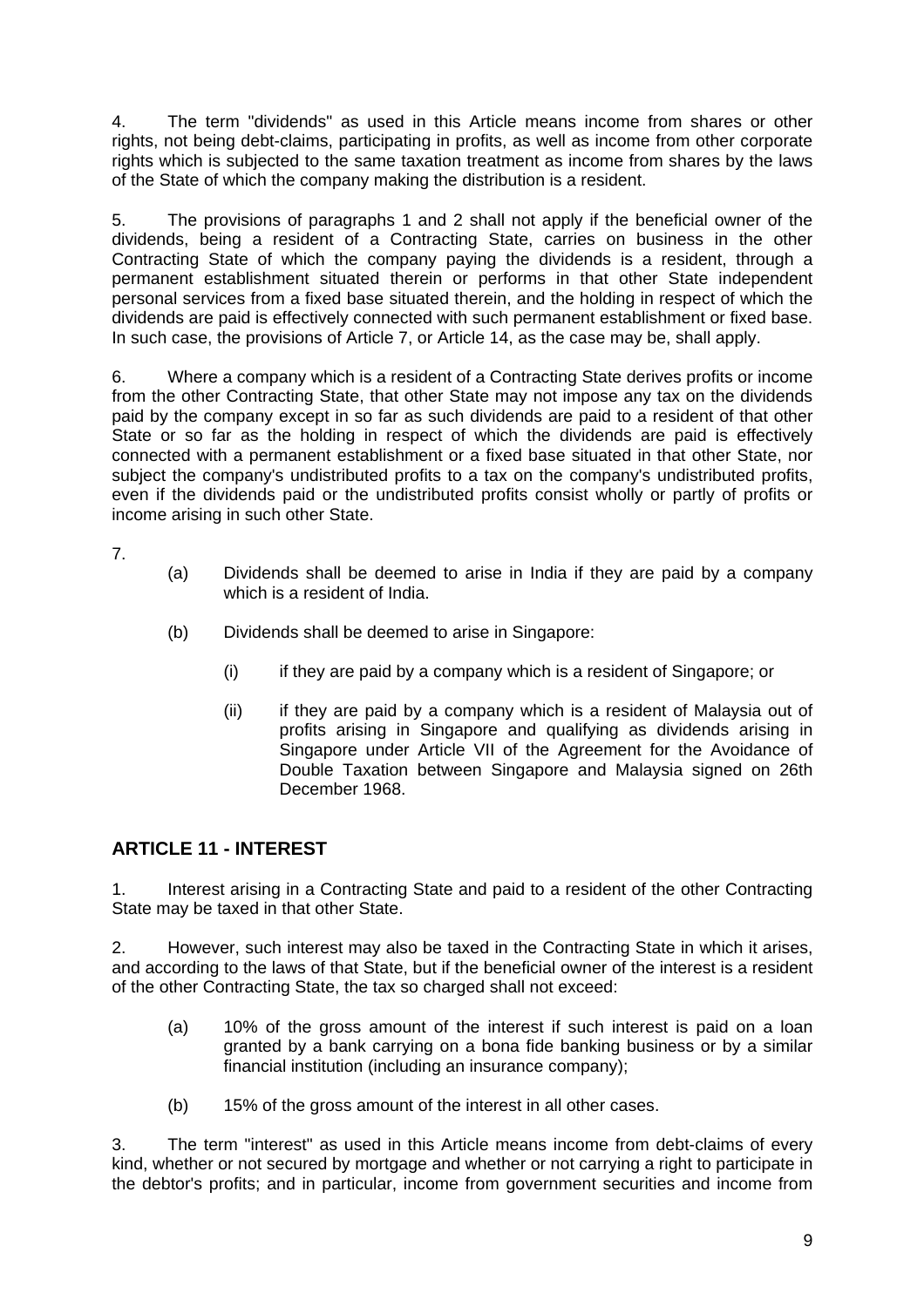4. The term "dividends" as used in this Article means income from shares or other rights, not being debt-claims, participating in profits, as well as income from other corporate rights which is subjected to the same taxation treatment as income from shares by the laws of the State of which the company making the distribution is a resident.

5. The provisions of paragraphs 1 and 2 shall not apply if the beneficial owner of the dividends, being a resident of a Contracting State, carries on business in the other Contracting State of which the company paying the dividends is a resident, through a permanent establishment situated therein or performs in that other State independent personal services from a fixed base situated therein, and the holding in respect of which the dividends are paid is effectively connected with such permanent establishment or fixed base. In such case, the provisions of Article 7, or Article 14, as the case may be, shall apply.

6. Where a company which is a resident of a Contracting State derives profits or income from the other Contracting State, that other State may not impose any tax on the dividends paid by the company except in so far as such dividends are paid to a resident of that other State or so far as the holding in respect of which the dividends are paid is effectively connected with a permanent establishment or a fixed base situated in that other State, nor subject the company's undistributed profits to a tax on the company's undistributed profits, even if the dividends paid or the undistributed profits consist wholly or partly of profits or income arising in such other State.

7.

(a) Dividends shall be deemed to arise in India if they are paid by a company which is a resident of India.

(b) Dividends shall be deemed to arise in Singapore:

(i) if they are paid by a company which is a resident of Singapore; or

(ii) if they are paid by a company which is a resident of Malaysia out of profits arising in Singapore and qualifying as dividends arising in Singapore under Article VII of the Agreement for the Avoidance of Double Taxation between Singapore and Malaysia signed on 26th December 1968.

## ARTICLE 11 - INTEREST

1. Interest arising in a Contracting State and paid to a resident of the other Contracting State may be taxed in that other State.

2. However, such interest may also be taxed in the Contracting State in which it arises, and according to the laws of that State, but if the beneficial owner of the interest is a resident of the other Contracting State, the tax so charged shall not exceed:

(a) 10% of the gross amount of the interest if such interest is paid on a loan granted by a bank carrying on a bona fide banking business or by a similar financial institution (including an insurance company);

(b) 15% of the gross amount of the interest in all other cases.

3. The term "interest" as used in this Article means income from debt-claims of every kind, whether or not secured by mortgage and whether or not carrying a right to participate in the debtor's profits; and in particular, income from government securities and income from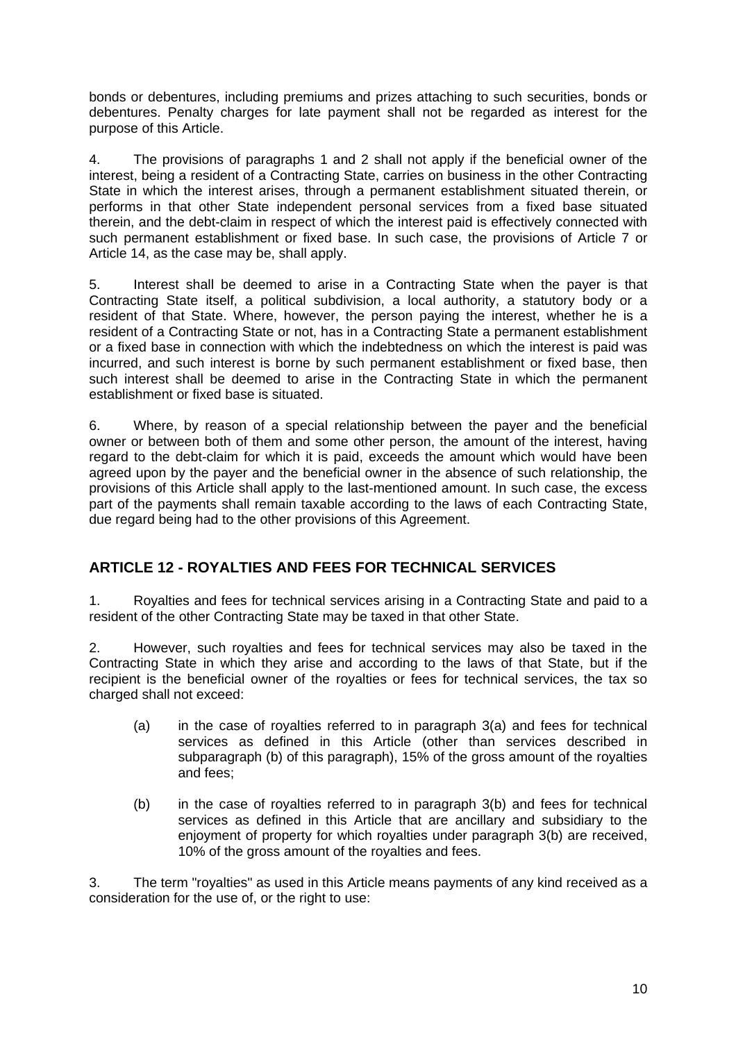bonds or debentures, including premiums and prizes attaching to such securities, bonds or debentures. Penalty charges for late payment shall not be regarded as interest for the purpose of this Article.

4. The provisions of paragraphs 1 and 2 shall not apply if the beneficial owner of the interest, being a resident of a Contracting State, carries on business in the other Contracting State in which the interest arises, through a permanent establishment situated therein, or performs in that other State independent personal services from a fixed base situated therein, and the debt-claim in respect of which the interest paid is effectively connected with such permanent establishment or fixed base. In such case, the provisions of Article 7 or Article 14, as the case may be, shall apply.

5. Interest shall be deemed to arise in a Contracting State when the payer is that Contracting State itself, a political subdivision, a local authority, a statutory body or a resident of that State. Where, however, the person paying the interest, whether he is a resident of a Contracting State or not, has in a Contracting State a permanent establishment or a fixed base in connection with which the indebtedness on which the interest is paid was incurred, and such interest is borne by such permanent establishment or fixed base, then such interest shall be deemed to arise in the Contracting State in which the permanent establishment or fixed base is situated.

6. Where, by reason of a special relationship between the payer and the beneficial owner or between both of them and some other person, the amount of the interest, having regard to the debt-claim for which it is paid, exceeds the amount which would have been agreed upon by the payer and the beneficial owner in the absence of such relationship, the provisions of this Article shall apply to the last-mentioned amount. In such case, the excess part of the payments shall remain taxable according to the laws of each Contracting State, due regard being had to the other provisions of this Agreement.

## ARTICLE 12 - ROYALTIES AND FEES FOR TECHNICAL SERVICES

1. Royalties and fees for technical services arising in a Contracting State and paid to a resident of the other Contracting State may be taxed in that other State.

2. However, such royalties and fees for technical services may also be taxed in the Contracting State in which they arise and according to the laws of that State, but if the recipient is the beneficial owner of the royalties or fees for technical services, the tax so charged shall not exceed:

(a) in the case of royalties referred to in paragraph 3(a) and fees for technical services as defined in this Article (other than services described in subparagraph (b) of this paragraph), 15% of the gross amount of the royalties and fees;

(b) in the case of royalties referred to in paragraph 3(b) and fees for technical services as defined in this Article that are ancillary and subsidiary to the enjoyment of property for which royalties under paragraph 3(b) are received, 10% of the gross amount of the royalties and fees.

3. The term "royalties" as used in this Article means payments of any kind received as a consideration for the use of, or the right to use: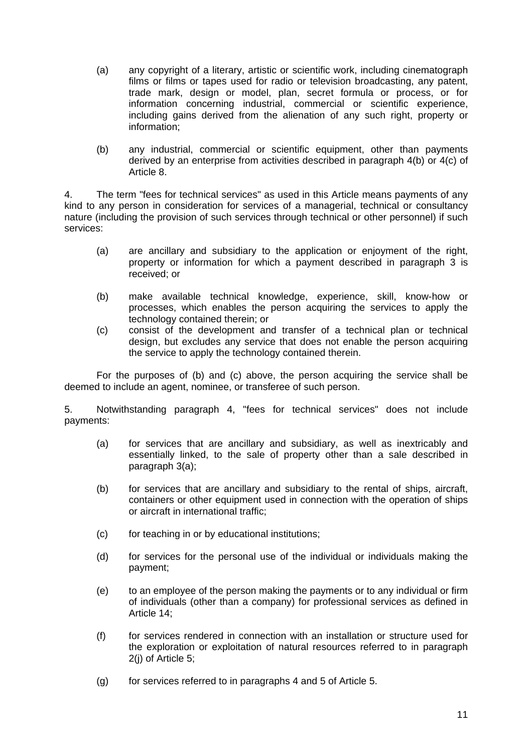(a) any copyright of a literary, artistic or scientific work, including cinematograph films or films or tapes used for radio or television broadcasting, any patent, trade mark, design or model, plan, secret formula or process, or for information concerning industrial, commercial or scientific experience, including gains derived from the alienation of any such right, property or information;

(b) any industrial, commercial or scientific equipment, other than payments derived by an enterprise from activities described in paragraph 4(b) or 4(c) of Article 8.

4. The term "fees for technical services" as used in this Article means payments of any kind to any person in consideration for services of a managerial, technical or consultancy nature (including the provision of such services through technical or other personnel) if such services:

(a) are ancillary and subsidiary to the application or enjoyment of the right, property or information for which a payment described in paragraph 3 is received; or

(b) make available technical knowledge, experience, skill, know-how or processes, which enables the person acquiring the services to apply the technology contained therein; or

(c) consist of the development and transfer of a technical plan or technical design, but excludes any service that does not enable the person acquiring the service to apply the technology contained therein.

For the purposes of (b) and (c) above, the person acquiring the service shall be deemed to include an agent, nominee, or transferee of such person.

5. Notwithstanding paragraph 4, "fees for technical services" does not include payments:

(a) for services that are ancillary and subsidiary, as well as inextricably and essentially linked, to the sale of property other than a sale described in paragraph 3(a);

(b) for services that are ancillary and subsidiary to the rental of ships, aircraft, containers or other equipment used in connection with the operation of ships or aircraft in international traffic;

(c) for teaching in or by educational institutions;

(d) for services for the personal use of the individual or individuals making the payment;

(e) to an employee of the person making the payments or to any individual or firm of individuals (other than a company) for professional services as defined in Article 14;

(f) for services rendered in connection with an installation or structure used for the exploration or exploitation of natural resources referred to in paragraph 2(j) of Article 5;

(g) for services referred to in paragraphs 4 and 5 of Article 5.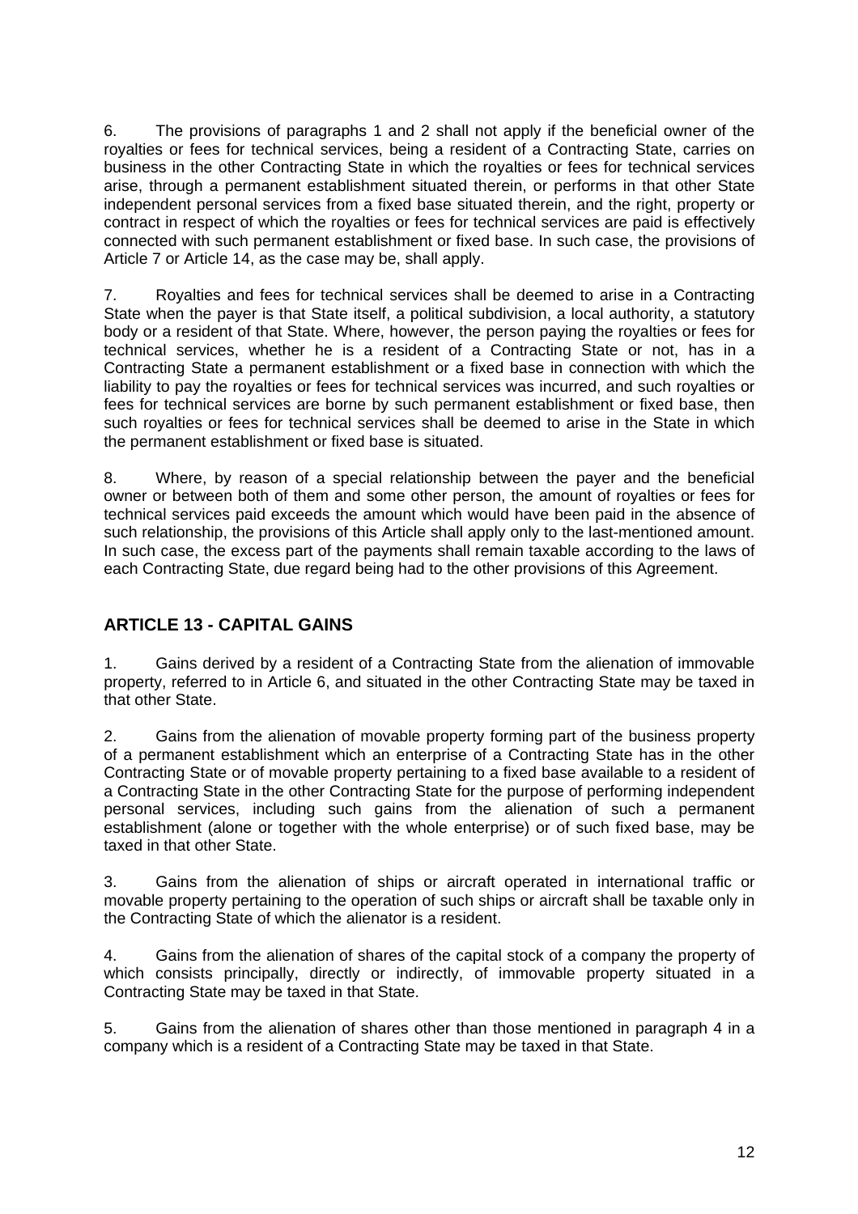6. The provisions of paragraphs 1 and 2 shall not apply if the beneficial owner of the royalties or fees for technical services, being a resident of a Contracting State, carries on business in the other Contracting State in which the royalties or fees for technical services arise, through a permanent establishment situated therein, or performs in that other State independent personal services from a fixed base situated therein, and the right, property or contract in respect of which the royalties or fees for technical services are paid is effectively connected with such permanent establishment or fixed base. In such case, the provisions of Article 7 or Article 14, as the case may be, shall apply.

7. Royalties and fees for technical services shall be deemed to arise in a Contracting State when the payer is that State itself, a political subdivision, a local authority, a statutory body or a resident of that State. Where, however, the person paying the royalties or fees for technical services, whether he is a resident of a Contracting State or not, has in a Contracting State a permanent establishment or a fixed base in connection with which the liability to pay the royalties or fees for technical services was incurred, and such royalties or fees for technical services are borne by such permanent establishment or fixed base, then such royalties or fees for technical services shall be deemed to arise in the State in which the permanent establishment or fixed base is situated.

8. Where, by reason of a special relationship between the payer and the beneficial owner or between both of them and some other person, the amount of royalties or fees for technical services paid exceeds the amount which would have been paid in the absence of such relationship, the provisions of this Article shall apply only to the last-mentioned amount. In such case, the excess part of the payments shall remain taxable according to the laws of each Contracting State, due regard being had to the other provisions of this Agreement.

## ARTICLE 13 - CAPITAL GAINS

1. Gains derived by a resident of a Contracting State from the alienation of immovable property, referred to in Article 6, and situated in the other Contracting State may be taxed in that other State.

2. Gains from the alienation of movable property forming part of the business property of a permanent establishment which an enterprise of a Contracting State has in the other Contracting State or of movable property pertaining to a fixed base available to a resident of a Contracting State in the other Contracting State for the purpose of performing independent personal services, including such gains from the alienation of such a permanent establishment (alone or together with the whole enterprise) or of such fixed base, may be taxed in that other State.

3. Gains from the alienation of ships or aircraft operated in international traffic or movable property pertaining to the operation of such ships or aircraft shall be taxable only in the Contracting State of which the alienator is a resident.

4. Gains from the alienation of shares of the capital stock of a company the property of which consists principally, directly or indirectly, of immovable property situated in a Contracting State may be taxed in that State.

5. Gains from the alienation of shares other than those mentioned in paragraph 4 in a company which is a resident of a Contracting State may be taxed in that State.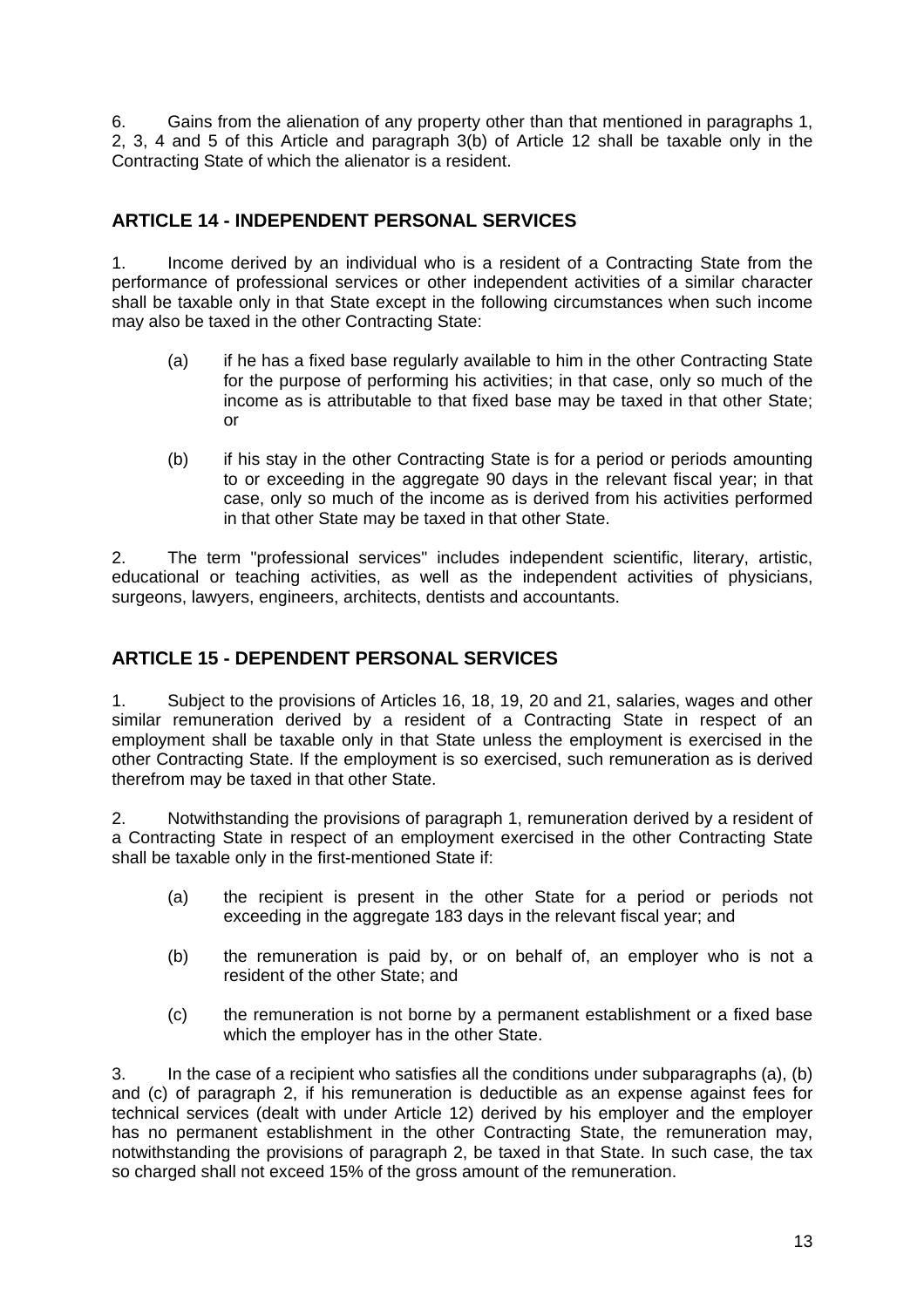6. Gains from the alienation of any property other than that mentioned in paragraphs 1, 2, 3, 4 and 5 of this Article and paragraph 3(b) of Article 12 shall be taxable only in the Contracting State of which the alienator is a resident.

## ARTICLE 14 - INDEPENDENT PERSONAL SERVICES

1. Income derived by an individual who is a resident of a Contracting State from the performance of professional services or other independent activities of a similar character shall be taxable only in that State except in the following circumstances when such income may also be taxed in the other Contracting State:

   (a) if he has a fixed base regularly available to him in the other Contracting State for the purpose of performing his activities; in that case, only so much of the income as is attributable to that fixed base may be taxed in that other State; or

   (b) if his stay in the other Contracting State is for a period or periods amounting to or exceeding in the aggregate 90 days in the relevant fiscal year; in that case, only so much of the income as is derived from his activities performed in that other State may be taxed in that other State.

2. The term "professional services" includes independent scientific, literary, artistic, educational or teaching activities, as well as the independent activities of physicians, surgeons, lawyers, engineers, architects, dentists and accountants.

## ARTICLE 15 - DEPENDENT PERSONAL SERVICES

1. Subject to the provisions of Articles 16, 18, 19, 20 and 21, salaries, wages and other similar remuneration derived by a resident of a Contracting State in respect of an employment shall be taxable only in that State unless the employment is exercised in the other Contracting State. If the employment is so exercised, such remuneration as is derived therefrom may be taxed in that other State.

2. Notwithstanding the provisions of paragraph 1, remuneration derived by a resident of a Contracting State in respect of an employment exercised in the other Contracting State shall be taxable only in the first-mentioned State if:

   (a) the recipient is present in the other State for a period or periods not exceeding in the aggregate 183 days in the relevant fiscal year; and

   (b) the remuneration is paid by, or on behalf of, an employer who is not a resident of the other State; and

   (c) the remuneration is not borne by a permanent establishment or a fixed base which the employer has in the other State.

3. In the case of a recipient who satisfies all the conditions under subparagraphs (a), (b) and (c) of paragraph 2, if his remuneration is deductible as an expense against fees for technical services (dealt with under Article 12) derived by his employer and the employer has no permanent establishment in the other Contracting State, the remuneration may, notwithstanding the provisions of paragraph 2, be taxed in that State. In such case, the tax so charged shall not exceed 15% of the gross amount of the remuneration.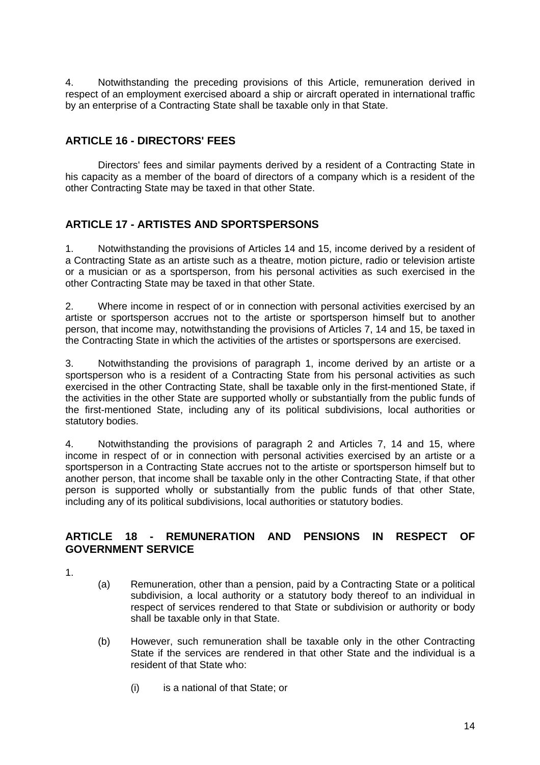4. Notwithstanding the preceding provisions of this Article, remuneration derived in respect of an employment exercised aboard a ship or aircraft operated in international traffic by an enterprise of a Contracting State shall be taxable only in that State.

## ARTICLE 16 - DIRECTORS' FEES

Directors' fees and similar payments derived by a resident of a Contracting State in his capacity as a member of the board of directors of a company which is a resident of the other Contracting State may be taxed in that other State.

## ARTICLE 17 - ARTISTES AND SPORTSPERSONS

1. Notwithstanding the provisions of Articles 14 and 15, income derived by a resident of a Contracting State as an artiste such as a theatre, motion picture, radio or television artiste or a musician or as a sportsperson, from his personal activities as such exercised in the other Contracting State may be taxed in that other State.

2. Where income in respect of or in connection with personal activities exercised by an artiste or sportsperson accrues not to the artiste or sportsperson himself but to another person, that income may, notwithstanding the provisions of Articles 7, 14 and 15, be taxed in the Contracting State in which the activities of the artistes or sportspersons are exercised.

3. Notwithstanding the provisions of paragraph 1, income derived by an artiste or a sportsperson who is a resident of a Contracting State from his personal activities as such exercised in the other Contracting State, shall be taxable only in the first-mentioned State, if the activities in the other State are supported wholly or substantially from the public funds of the first-mentioned State, including any of its political subdivisions, local authorities or statutory bodies.

4. Notwithstanding the provisions of paragraph 2 and Articles 7, 14 and 15, where income in respect of or in connection with personal activities exercised by an artiste or a sportsperson in a Contracting State accrues not to the artiste or sportsperson himself but to another person, that income shall be taxable only in the other Contracting State, if that other person is supported wholly or substantially from the public funds of that other State, including any of its political subdivisions, local authorities or statutory bodies.

## ARTICLE 18 - REMUNERATION AND PENSIONS IN RESPECT OF GOVERNMENT SERVICE

1.

(a) Remuneration, other than a pension, paid by a Contracting State or a political subdivision, a local authority or a statutory body thereof to an individual in respect of services rendered to that State or subdivision or authority or body shall be taxable only in that State.

(b) However, such remuneration shall be taxable only in the other Contracting State if the services are rendered in that other State and the individual is a resident of that State who:

(i) is a national of that State; or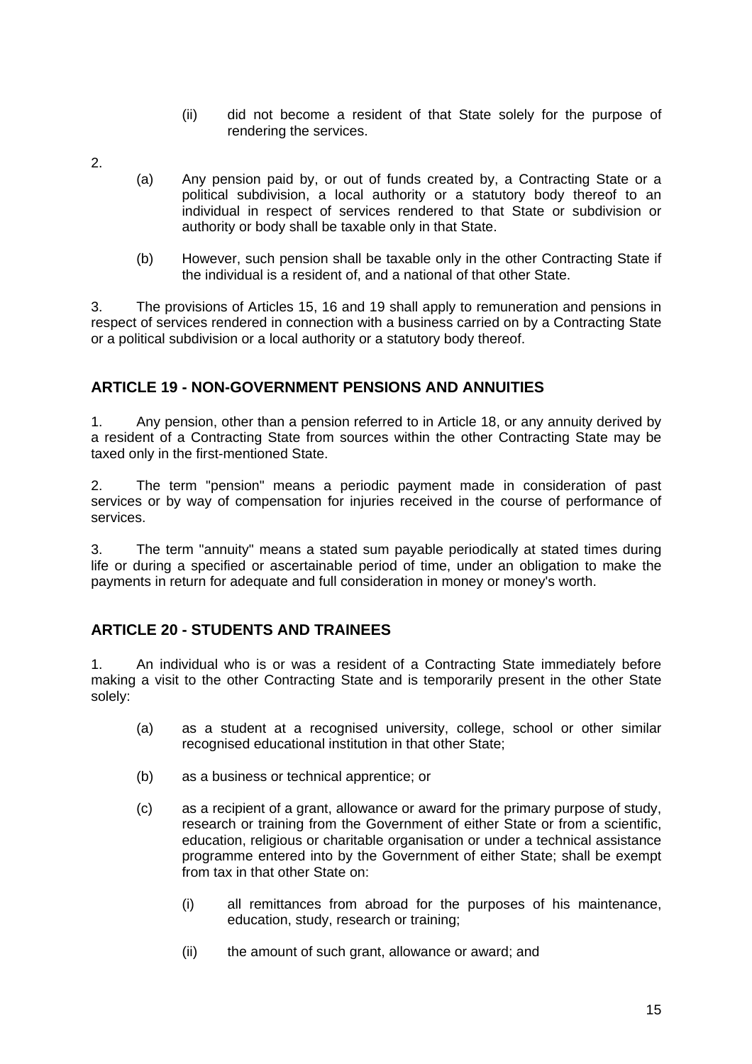(ii) did not become a resident of that State solely for the purpose of rendering the services.

2.

(a) Any pension paid by, or out of funds created by, a Contracting State or a political subdivision, a local authority or a statutory body thereof to an individual in respect of services rendered to that State or subdivision or authority or body shall be taxable only in that State.

(b) However, such pension shall be taxable only in the other Contracting State if the individual is a resident of, and a national of that other State.

3. The provisions of Articles 15, 16 and 19 shall apply to remuneration and pensions in respect of services rendered in connection with a business carried on by a Contracting State or a political subdivision or a local authority or a statutory body thereof.

## ARTICLE 19 - NON-GOVERNMENT PENSIONS AND ANNUITIES

1. Any pension, other than a pension referred to in Article 18, or any annuity derived by a resident of a Contracting State from sources within the other Contracting State may be taxed only in the first-mentioned State.

2. The term "pension" means a periodic payment made in consideration of past services or by way of compensation for injuries received in the course of performance of services.

3. The term "annuity" means a stated sum payable periodically at stated times during life or during a specified or ascertainable period of time, under an obligation to make the payments in return for adequate and full consideration in money or money's worth.

## ARTICLE 20 - STUDENTS AND TRAINEES

1. An individual who is or was a resident of a Contracting State immediately before making a visit to the other Contracting State and is temporarily present in the other State solely:

(a) as a student at a recognised university, college, school or other similar recognised educational institution in that other State;

(b) as a business or technical apprentice; or

(c) as a recipient of a grant, allowance or award for the primary purpose of study, research or training from the Government of either State or from a scientific, education, religious or charitable organisation or under a technical assistance programme entered into by the Government of either State; shall be exempt from tax in that other State on:

(i) all remittances from abroad for the purposes of his maintenance, education, study, research or training;

(ii) the amount of such grant, allowance or award; and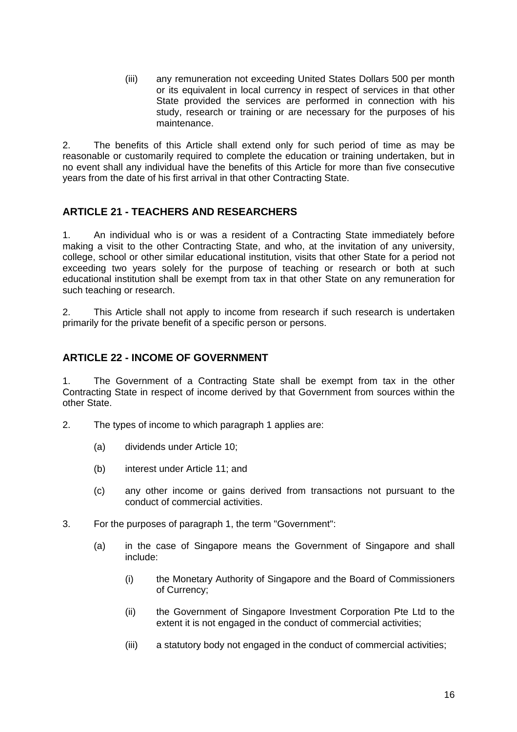(iii) any remuneration not exceeding United States Dollars 500 per month or its equivalent in local currency in respect of services in that other State provided the services are performed in connection with his study, research or training or are necessary for the purposes of his maintenance.

2. The benefits of this Article shall extend only for such period of time as may be reasonable or customarily required to complete the education or training undertaken, but in no event shall any individual have the benefits of this Article for more than five consecutive years from the date of his first arrival in that other Contracting State.

## ARTICLE 21 - TEACHERS AND RESEARCHERS

1. An individual who is or was a resident of a Contracting State immediately before making a visit to the other Contracting State, and who, at the invitation of any university, college, school or other similar educational institution, visits that other State for a period not exceeding two years solely for the purpose of teaching or research or both at such educational institution shall be exempt from tax in that other State on any remuneration for such teaching or research.

2. This Article shall not apply to income from research if such research is undertaken primarily for the private benefit of a specific person or persons.

## ARTICLE 22 - INCOME OF GOVERNMENT

1. The Government of a Contracting State shall be exempt from tax in the other Contracting State in respect of income derived by that Government from sources within the other State.

2. The types of income to which paragraph 1 applies are:

   (a) dividends under Article 10;

   (b) interest under Article 11; and

   (c) any other income or gains derived from transactions not pursuant to the conduct of commercial activities.

3. For the purposes of paragraph 1, the term "Government":

   (a) in the case of Singapore means the Government of Singapore and shall include:

      (i) the Monetary Authority of Singapore and the Board of Commissioners of Currency;

      (ii) the Government of Singapore Investment Corporation Pte Ltd to the extent it is not engaged in the conduct of commercial activities;

      (iii) a statutory body not engaged in the conduct of commercial activities;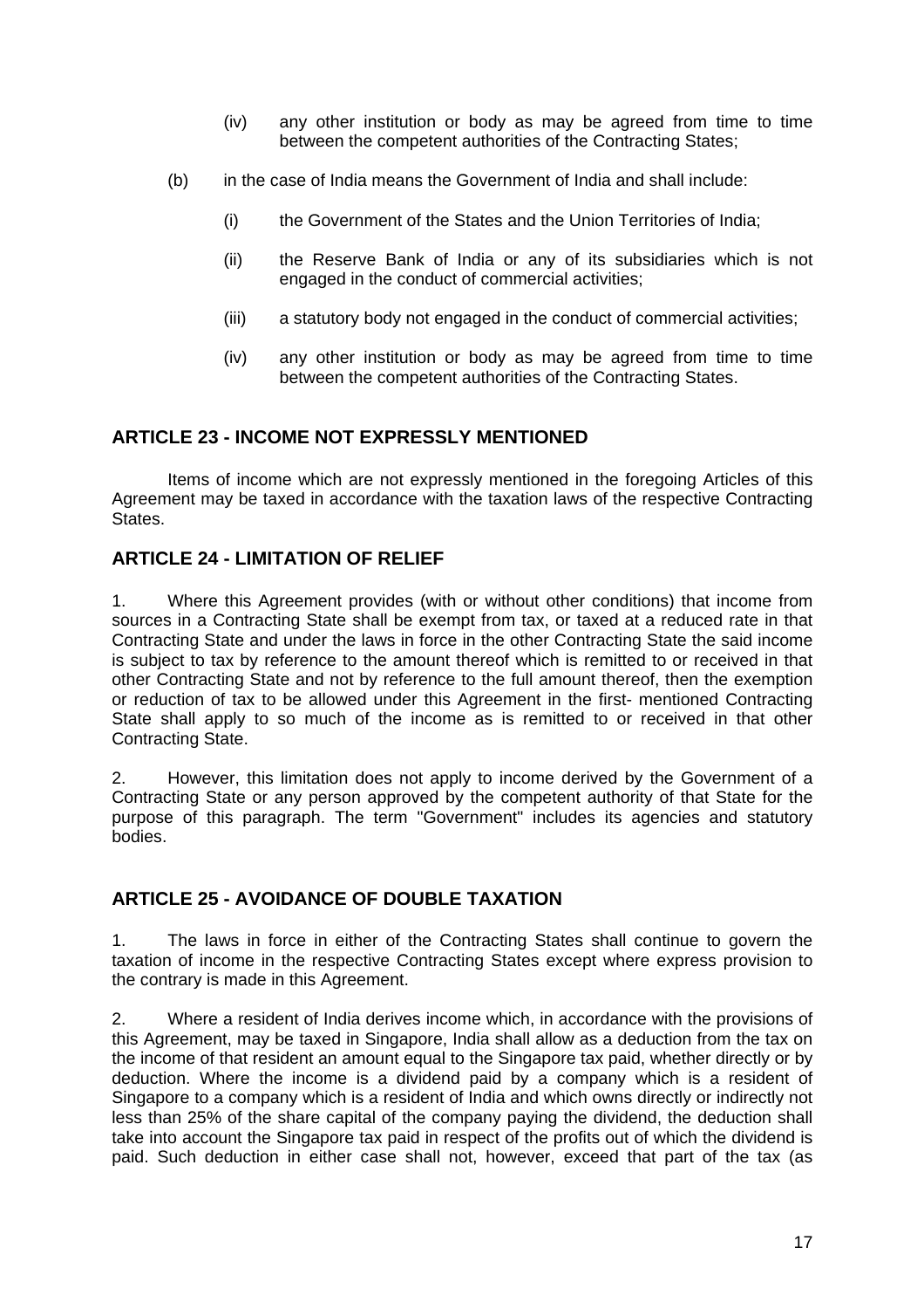(iv) any other institution or body as may be agreed from time to time between the competent authorities of the Contracting States;

(b) in the case of India means the Government of India and shall include:

(i) the Government of the States and the Union Territories of India;

(ii) the Reserve Bank of India or any of its subsidiaries which is not engaged in the conduct of commercial activities;

(iii) a statutory body not engaged in the conduct of commercial activities;

(iv) any other institution or body as may be agreed from time to time between the competent authorities of the Contracting States.

## ARTICLE 23 - INCOME NOT EXPRESSLY MENTIONED

Items of income which are not expressly mentioned in the foregoing Articles of this Agreement may be taxed in accordance with the taxation laws of the respective Contracting States.

## ARTICLE 24 - LIMITATION OF RELIEF

1. Where this Agreement provides (with or without other conditions) that income from sources in a Contracting State shall be exempt from tax, or taxed at a reduced rate in that Contracting State and under the laws in force in the other Contracting State the said income is subject to tax by reference to the amount thereof which is remitted to or received in that other Contracting State and not by reference to the full amount thereof, then the exemption or reduction of tax to be allowed under this Agreement in the first- mentioned Contracting State shall apply to so much of the income as is remitted to or received in that other Contracting State.

2. However, this limitation does not apply to income derived by the Government of a Contracting State or any person approved by the competent authority of that State for the purpose of this paragraph. The term "Government" includes its agencies and statutory bodies.

## ARTICLE 25 - AVOIDANCE OF DOUBLE TAXATION

1. The laws in force in either of the Contracting States shall continue to govern the taxation of income in the respective Contracting States except where express provision to the contrary is made in this Agreement.

2. Where a resident of India derives income which, in accordance with the provisions of this Agreement, may be taxed in Singapore, India shall allow as a deduction from the tax on the income of that resident an amount equal to the Singapore tax paid, whether directly or by deduction. Where the income is a dividend paid by a company which is a resident of Singapore to a company which is a resident of India and which owns directly or indirectly not less than 25% of the share capital of the company paying the dividend, the deduction shall take into account the Singapore tax paid in respect of the profits out of which the dividend is paid. Such deduction in either case shall not, however, exceed that part of the tax (as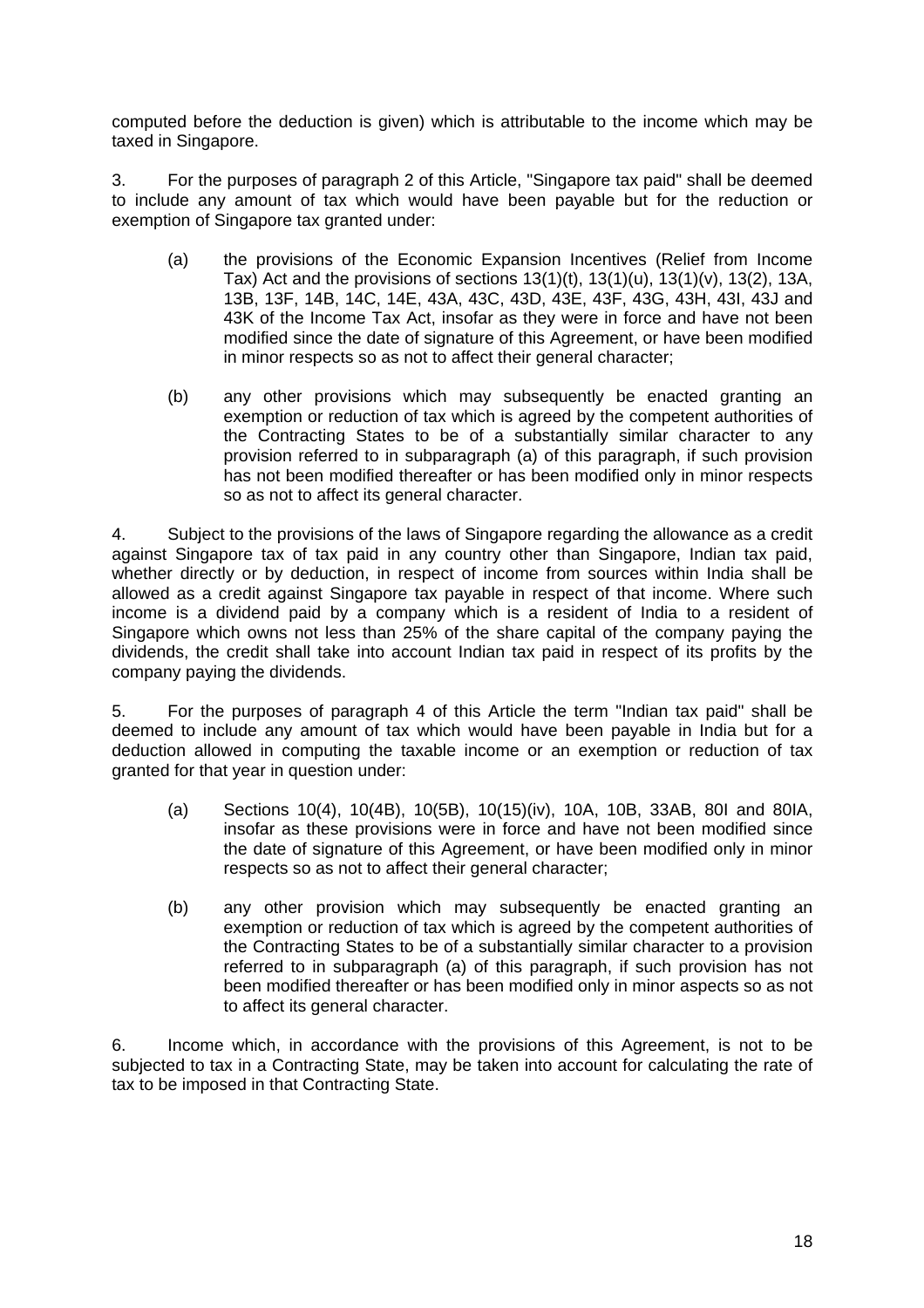computed before the deduction is given) which is attributable to the income which may be taxed in Singapore.

3. For the purposes of paragraph 2 of this Article, "Singapore tax paid" shall be deemed to include any amount of tax which would have been payable but for the reduction or exemption of Singapore tax granted under:

(a) the provisions of the Economic Expansion Incentives (Relief from Income Tax) Act and the provisions of sections 13(1)(t), 13(1)(u), 13(1)(v), 13(2), 13A, 13B, 13F, 14B, 14C, 14E, 43A, 43C, 43D, 43E, 43F, 43G, 43H, 43I, 43J and 43K of the Income Tax Act, insofar as they were in force and have not been modified since the date of signature of this Agreement, or have been modified in minor respects so as not to affect their general character;

(b) any other provisions which may subsequently be enacted granting an exemption or reduction of tax which is agreed by the competent authorities of the Contracting States to be of a substantially similar character to any provision referred to in subparagraph (a) of this paragraph, if such provision has not been modified thereafter or has been modified only in minor respects so as not to affect its general character.

4. Subject to the provisions of the laws of Singapore regarding the allowance as a credit against Singapore tax of tax paid in any country other than Singapore, Indian tax paid, whether directly or by deduction, in respect of income from sources within India shall be allowed as a credit against Singapore tax payable in respect of that income. Where such income is a dividend paid by a company which is a resident of India to a resident of Singapore which owns not less than 25% of the share capital of the company paying the dividends, the credit shall take into account Indian tax paid in respect of its profits by the company paying the dividends.

5. For the purposes of paragraph 4 of this Article the term "Indian tax paid" shall be deemed to include any amount of tax which would have been payable in India but for a deduction allowed in computing the taxable income or an exemption or reduction of tax granted for that year in question under:

(a) Sections 10(4), 10(4B), 10(5B), 10(15)(iv), 10A, 10B, 33AB, 80I and 80IA, insofar as these provisions were in force and have not been modified since the date of signature of this Agreement, or have been modified only in minor respects so as not to affect their general character;

(b) any other provision which may subsequently be enacted granting an exemption or reduction of tax which is agreed by the competent authorities of the Contracting States to be of a substantially similar character to a provision referred to in subparagraph (a) of this paragraph, if such provision has not been modified thereafter or has been modified only in minor aspects so as not to affect its general character.

6. Income which, in accordance with the provisions of this Agreement, is not to be subjected to tax in a Contracting State, may be taken into account for calculating the rate of tax to be imposed in that Contracting State.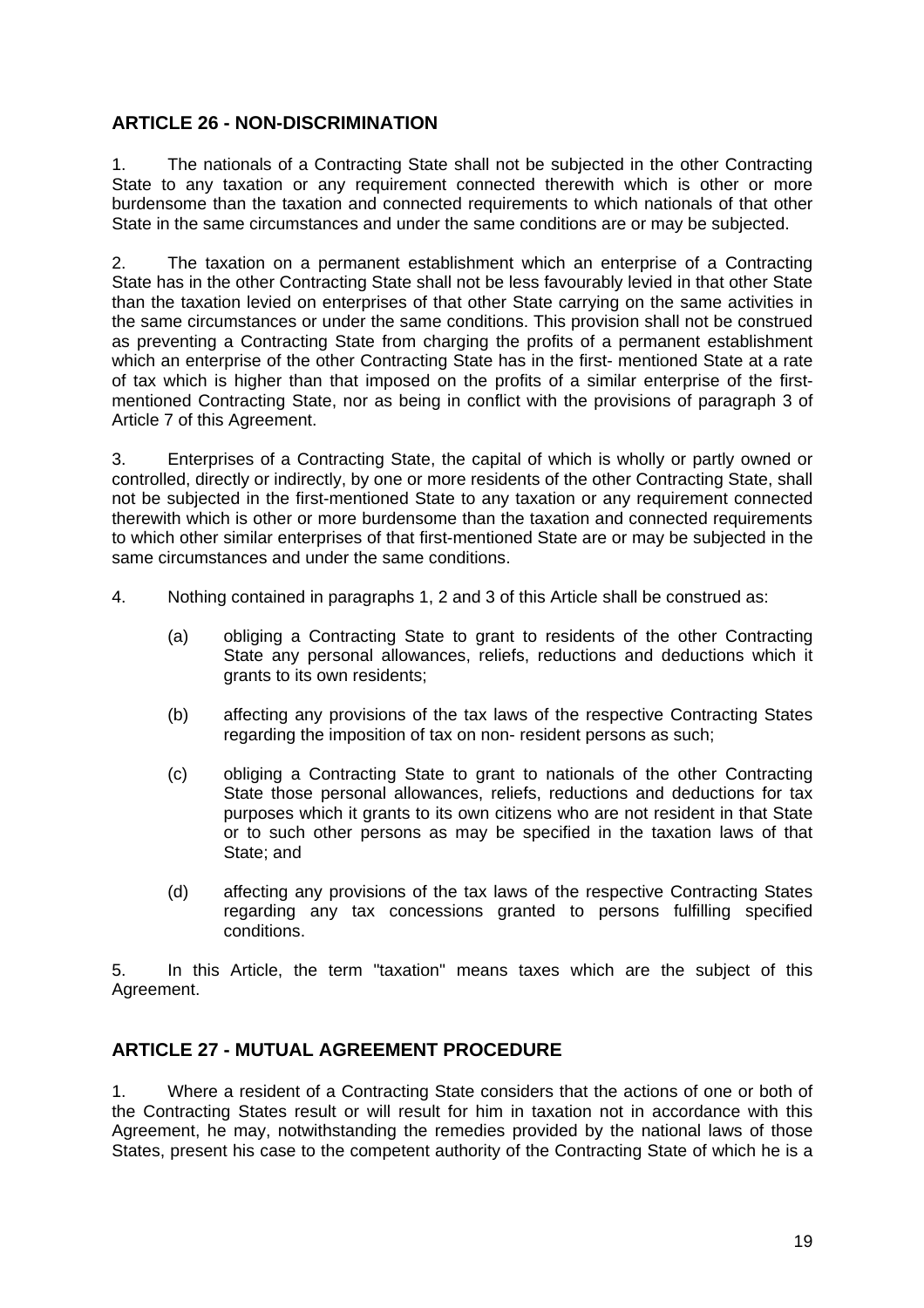## ARTICLE 26 - NON-DISCRIMINATION

1. The nationals of a Contracting State shall not be subjected in the other Contracting State to any taxation or any requirement connected therewith which is other or more burdensome than the taxation and connected requirements to which nationals of that other State in the same circumstances and under the same conditions are or may be subjected.

2. The taxation on a permanent establishment which an enterprise of a Contracting State has in the other Contracting State shall not be less favourably levied in that other State than the taxation levied on enterprises of that other State carrying on the same activities in the same circumstances or under the same conditions. This provision shall not be construed as preventing a Contracting State from charging the profits of a permanent establishment which an enterprise of the other Contracting State has in the first- mentioned State at a rate of tax which is higher than that imposed on the profits of a similar enterprise of the first-mentioned Contracting State, nor as being in conflict with the provisions of paragraph 3 of Article 7 of this Agreement.

3. Enterprises of a Contracting State, the capital of which is wholly or partly owned or controlled, directly or indirectly, by one or more residents of the other Contracting State, shall not be subjected in the first-mentioned State to any taxation or any requirement connected therewith which is other or more burdensome than the taxation and connected requirements to which other similar enterprises of that first-mentioned State are or may be subjected in the same circumstances and under the same conditions.

4. Nothing contained in paragraphs 1, 2 and 3 of this Article shall be construed as:

(a) obliging a Contracting State to grant to residents of the other Contracting State any personal allowances, reliefs, reductions and deductions which it grants to its own residents;

(b) affecting any provisions of the tax laws of the respective Contracting States regarding the imposition of tax on non- resident persons as such;

(c) obliging a Contracting State to grant to nationals of the other Contracting State those personal allowances, reliefs, reductions and deductions for tax purposes which it grants to its own citizens who are not resident in that State or to such other persons as may be specified in the taxation laws of that State; and

(d) affecting any provisions of the tax laws of the respective Contracting States regarding any tax concessions granted to persons fulfilling specified conditions.

5. In this Article, the term "taxation" means taxes which are the subject of this Agreement.

## ARTICLE 27 - MUTUAL AGREEMENT PROCEDURE

1. Where a resident of a Contracting State considers that the actions of one or both of the Contracting States result or will result for him in taxation not in accordance with this Agreement, he may, notwithstanding the remedies provided by the national laws of those States, present his case to the competent authority of the Contracting State of which he is a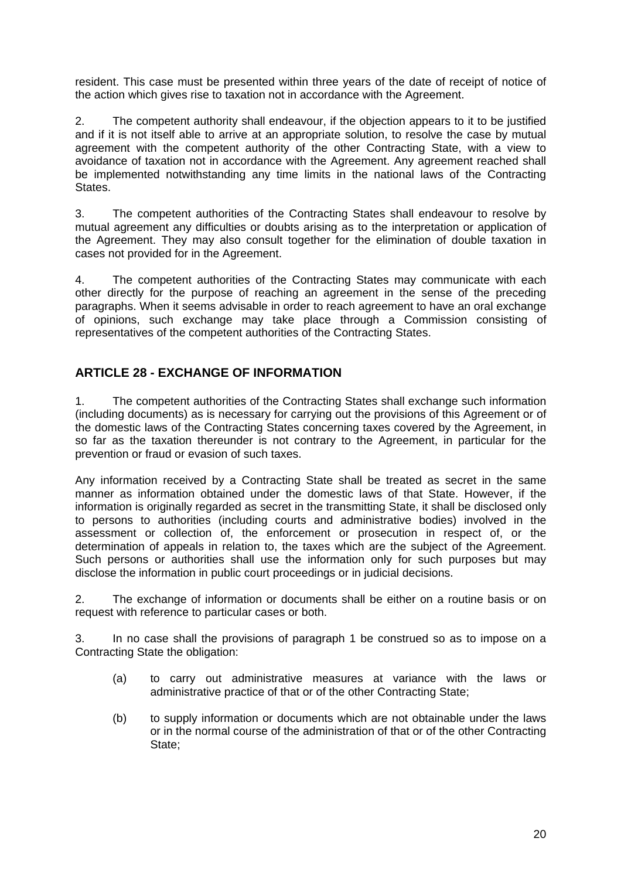resident. This case must be presented within three years of the date of receipt of notice of the action which gives rise to taxation not in accordance with the Agreement.

2. The competent authority shall endeavour, if the objection appears to it to be justified and if it is not itself able to arrive at an appropriate solution, to resolve the case by mutual agreement with the competent authority of the other Contracting State, with a view to avoidance of taxation not in accordance with the Agreement. Any agreement reached shall be implemented notwithstanding any time limits in the national laws of the Contracting States.

3. The competent authorities of the Contracting States shall endeavour to resolve by mutual agreement any difficulties or doubts arising as to the interpretation or application of the Agreement. They may also consult together for the elimination of double taxation in cases not provided for in the Agreement.

4. The competent authorities of the Contracting States may communicate with each other directly for the purpose of reaching an agreement in the sense of the preceding paragraphs. When it seems advisable in order to reach agreement to have an oral exchange of opinions, such exchange may take place through a Commission consisting of representatives of the competent authorities of the Contracting States.

## ARTICLE 28 - EXCHANGE OF INFORMATION

1. The competent authorities of the Contracting States shall exchange such information (including documents) as is necessary for carrying out the provisions of this Agreement or of the domestic laws of the Contracting States concerning taxes covered by the Agreement, in so far as the taxation thereunder is not contrary to the Agreement, in particular for the prevention or fraud or evasion of such taxes.

Any information received by a Contracting State shall be treated as secret in the same manner as information obtained under the domestic laws of that State. However, if the information is originally regarded as secret in the transmitting State, it shall be disclosed only to persons to authorities (including courts and administrative bodies) involved in the assessment or collection of, the enforcement or prosecution in respect of, or the determination of appeals in relation to, the taxes which are the subject of the Agreement. Such persons or authorities shall use the information only for such purposes but may disclose the information in public court proceedings or in judicial decisions.

2. The exchange of information or documents shall be either on a routine basis or on request with reference to particular cases or both.

3. In no case shall the provisions of paragraph 1 be construed so as to impose on a Contracting State the obligation:

(a) to carry out administrative measures at variance with the laws or administrative practice of that or of the other Contracting State;

(b) to supply information or documents which are not obtainable under the laws or in the normal course of the administration of that or of the other Contracting State;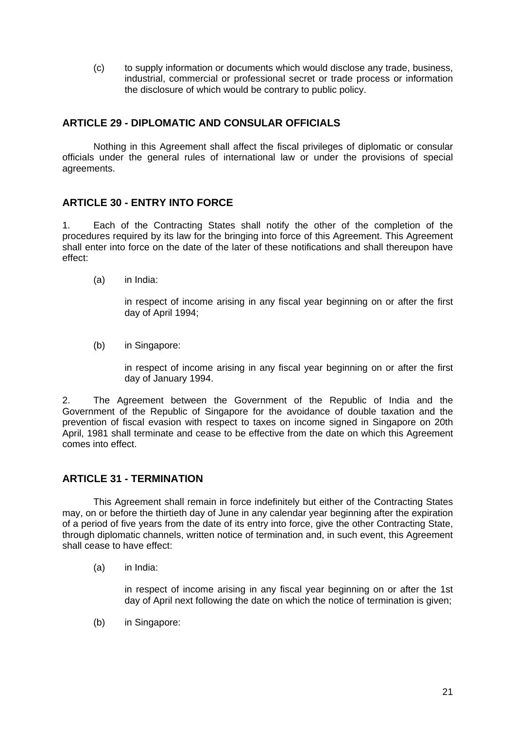(c) to supply information or documents which would disclose any trade, business, industrial, commercial or professional secret or trade process or information the disclosure of which would be contrary to public policy.

## ARTICLE 29 - DIPLOMATIC AND CONSULAR OFFICIALS

Nothing in this Agreement shall affect the fiscal privileges of diplomatic or consular officials under the general rules of international law or under the provisions of special agreements.

## ARTICLE 30 - ENTRY INTO FORCE

1. Each of the Contracting States shall notify the other of the completion of the procedures required by its law for the bringing into force of this Agreement. This Agreement shall enter into force on the date of the later of these notifications and shall thereupon have effect:

(a) in India:

in respect of income arising in any fiscal year beginning on or after the first day of April 1994;

(b) in Singapore:

in respect of income arising in any fiscal year beginning on or after the first day of January 1994.

2. The Agreement between the Government of the Republic of India and the Government of the Republic of Singapore for the avoidance of double taxation and the prevention of fiscal evasion with respect to taxes on income signed in Singapore on 20th April, 1981 shall terminate and cease to be effective from the date on which this Agreement comes into effect.

## ARTICLE 31 - TERMINATION

This Agreement shall remain in force indefinitely but either of the Contracting States may, on or before the thirtieth day of June in any calendar year beginning after the expiration of a period of five years from the date of its entry into force, give the other Contracting State, through diplomatic channels, written notice of termination and, in such event, this Agreement shall cease to have effect:

(a) in India:

in respect of income arising in any fiscal year beginning on or after the 1st day of April next following the date on which the notice of termination is given;

(b) in Singapore: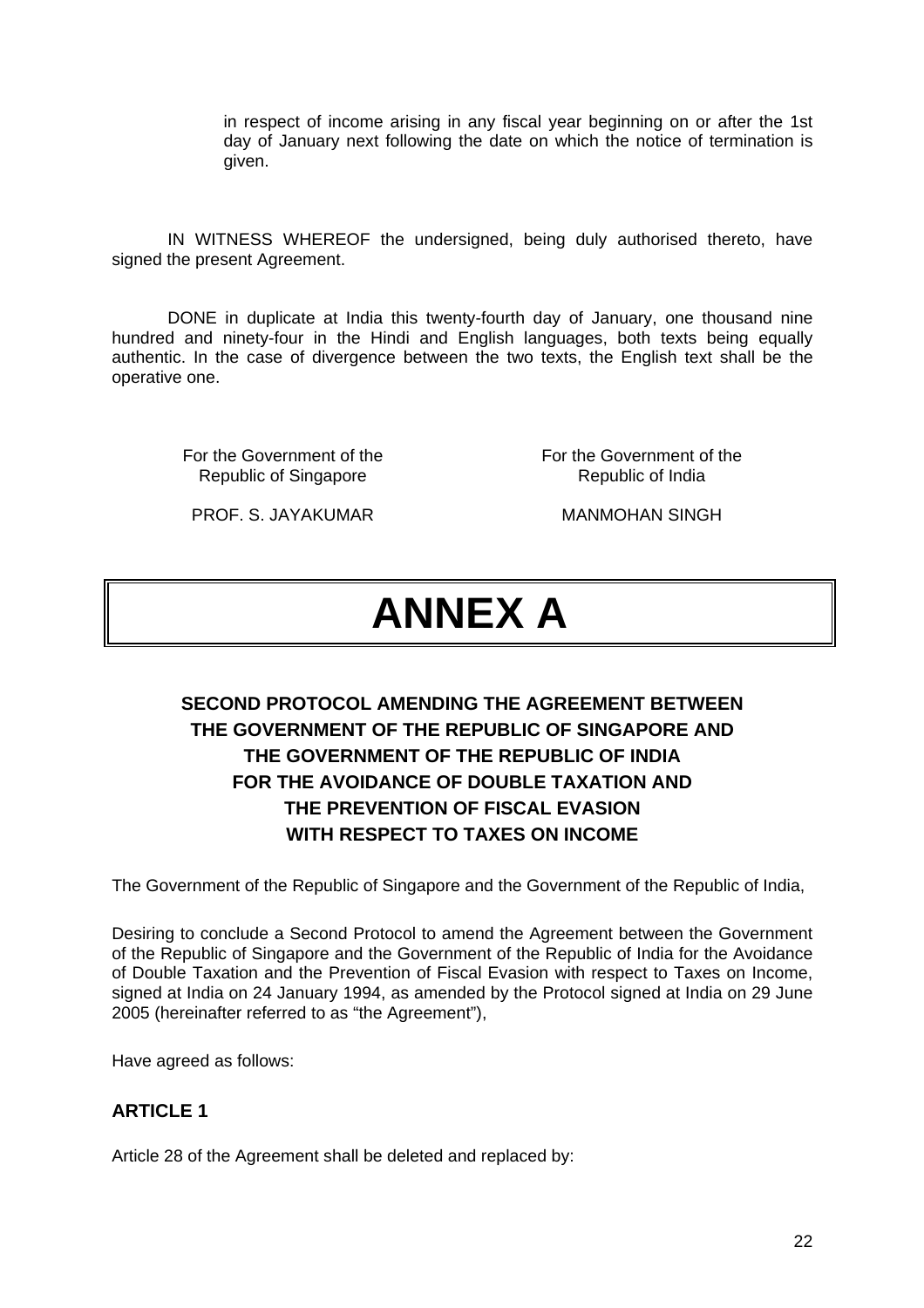in respect of income arising in any fiscal year beginning on or after the 1st day of January next following the date on which the notice of termination is given.

IN WITNESS WHEREOF the undersigned, being duly authorised thereto, have signed the present Agreement.

DONE in duplicate at India this twenty-fourth day of January, one thousand nine hundred and ninety-four in the Hindi and English languages, both texts being equally authentic. In the case of divergence between the two texts, the English text shall be the operative one.

| For the Government of the Republic of Singapore | For the Government of the Republic of India |
| --- | --- |
| PROF. S. JAYAKUMAR | MANMOHAN SINGH |

# ANNEX A

## SECOND PROTOCOL AMENDING THE AGREEMENT BETWEEN THE GOVERNMENT OF THE REPUBLIC OF SINGAPORE AND THE GOVERNMENT OF THE REPUBLIC OF INDIA FOR THE AVOIDANCE OF DOUBLE TAXATION AND THE PREVENTION OF FISCAL EVASION WITH RESPECT TO TAXES ON INCOME

The Government of the Republic of Singapore and the Government of the Republic of India,

Desiring to conclude a Second Protocol to amend the Agreement between the Government of the Republic of Singapore and the Government of the Republic of India for the Avoidance of Double Taxation and the Prevention of Fiscal Evasion with respect to Taxes on Income, signed at India on 24 January 1994, as amended by the Protocol signed at India on 29 June 2005 (hereinafter referred to as "the Agreement"),

Have agreed as follows:

### ARTICLE 1

Article 28 of the Agreement shall be deleted and replaced by: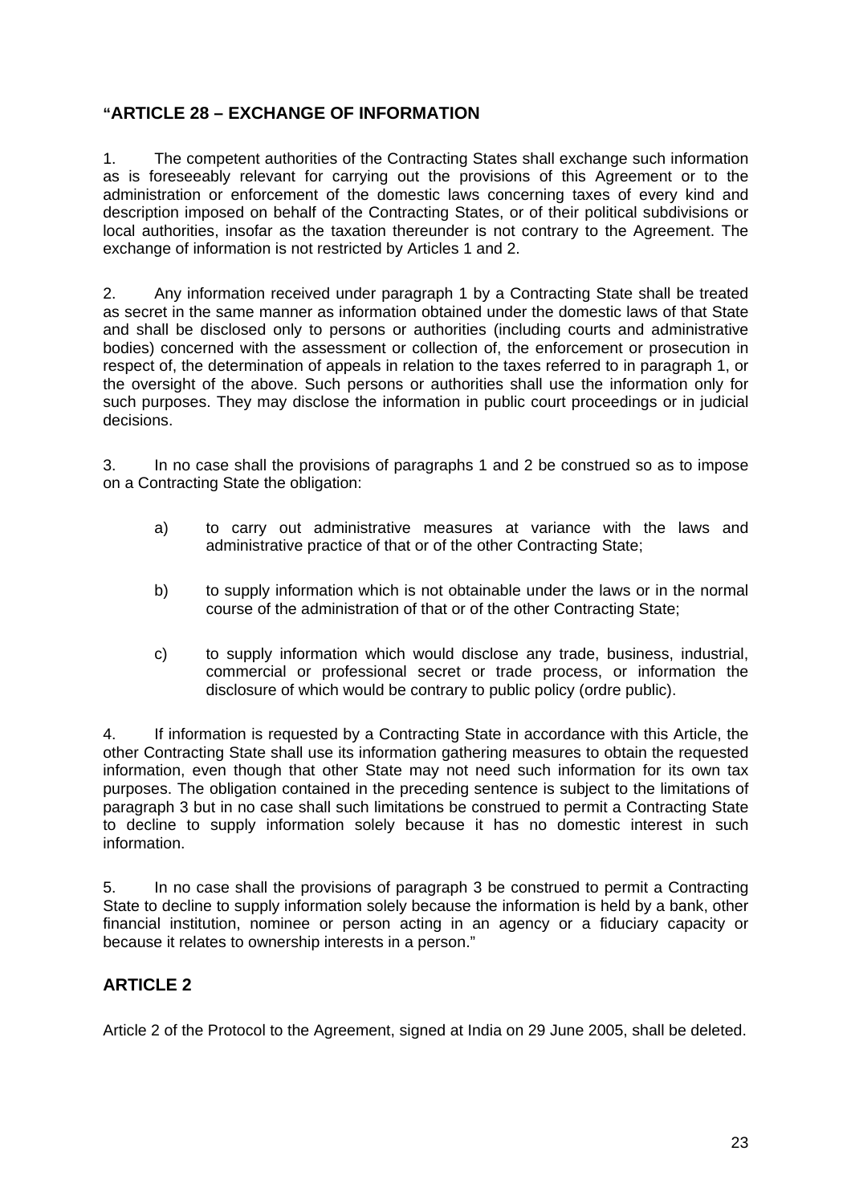## "ARTICLE 28 – EXCHANGE OF INFORMATION

1. The competent authorities of the Contracting States shall exchange such information as is foreseeably relevant for carrying out the provisions of this Agreement or to the administration or enforcement of the domestic laws concerning taxes of every kind and description imposed on behalf of the Contracting States, or of their political subdivisions or local authorities, insofar as the taxation thereunder is not contrary to the Agreement. The exchange of information is not restricted by Articles 1 and 2.

2. Any information received under paragraph 1 by a Contracting State shall be treated as secret in the same manner as information obtained under the domestic laws of that State and shall be disclosed only to persons or authorities (including courts and administrative bodies) concerned with the assessment or collection of, the enforcement or prosecution in respect of, the determination of appeals in relation to the taxes referred to in paragraph 1, or the oversight of the above. Such persons or authorities shall use the information only for such purposes. They may disclose the information in public court proceedings or in judicial decisions.

3. In no case shall the provisions of paragraphs 1 and 2 be construed so as to impose on a Contracting State the obligation:

a) to carry out administrative measures at variance with the laws and administrative practice of that or of the other Contracting State;

b) to supply information which is not obtainable under the laws or in the normal course of the administration of that or of the other Contracting State;

c) to supply information which would disclose any trade, business, industrial, commercial or professional secret or trade process, or information the disclosure of which would be contrary to public policy (ordre public).

4. If information is requested by a Contracting State in accordance with this Article, the other Contracting State shall use its information gathering measures to obtain the requested information, even though that other State may not need such information for its own tax purposes. The obligation contained in the preceding sentence is subject to the limitations of paragraph 3 but in no case shall such limitations be construed to permit a Contracting State to decline to supply information solely because it has no domestic interest in such information.

5. In no case shall the provisions of paragraph 3 be construed to permit a Contracting State to decline to supply information solely because the information is held by a bank, other financial institution, nominee or person acting in an agency or a fiduciary capacity or because it relates to ownership interests in a person."

## ARTICLE 2

Article 2 of the Protocol to the Agreement, signed at India on 29 June 2005, shall be deleted.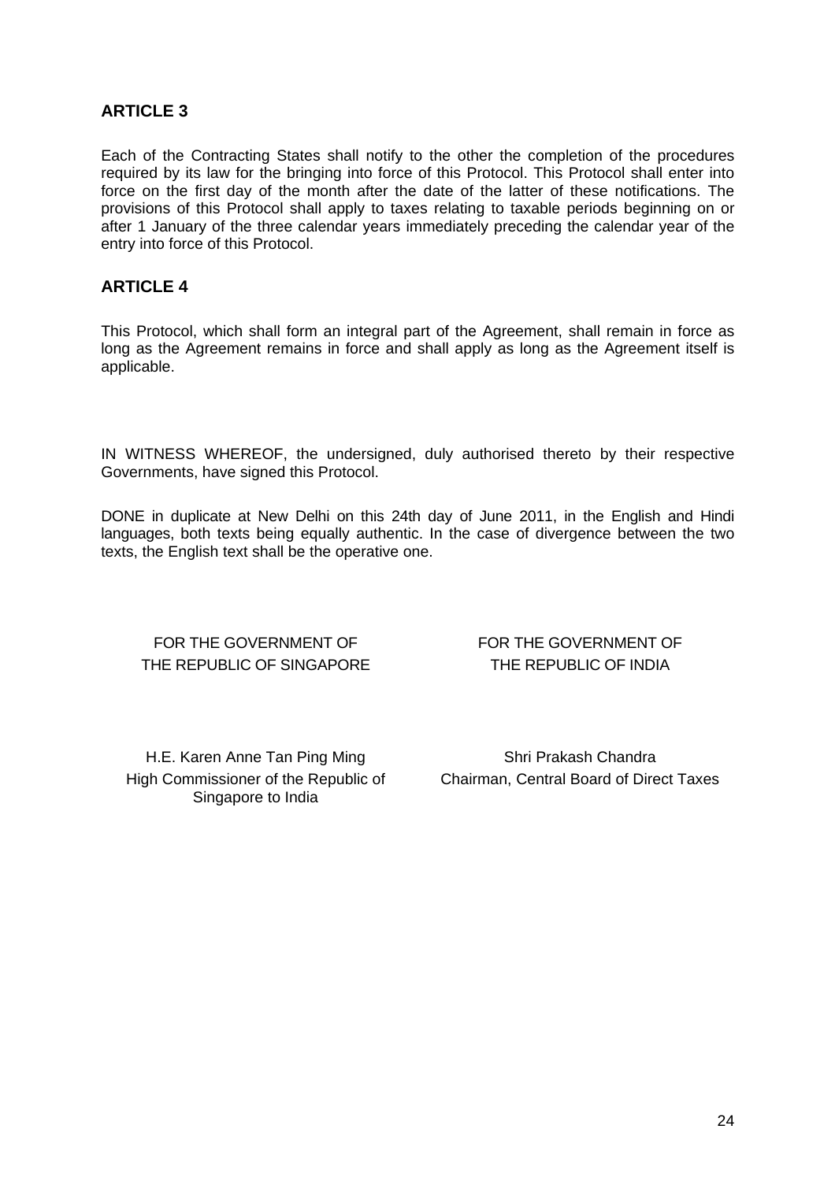## ARTICLE 3

Each of the Contracting States shall notify to the other the completion of the procedures required by its law for the bringing into force of this Protocol. This Protocol shall enter into force on the first day of the month after the date of the latter of these notifications. The provisions of this Protocol shall apply to taxes relating to taxable periods beginning on or after 1 January of the three calendar years immediately preceding the calendar year of the entry into force of this Protocol.

## ARTICLE 4

This Protocol, which shall form an integral part of the Agreement, shall remain in force as long as the Agreement remains in force and shall apply as long as the Agreement itself is applicable.

IN WITNESS WHEREOF, the undersigned, duly authorised thereto by their respective Governments, have signed this Protocol.

DONE in duplicate at New Delhi on this 24th day of June 2011, in the English and Hindi languages, both texts being equally authentic. In the case of divergence between the two texts, the English text shall be the operative one.

FOR THE GOVERNMENT OF
THE REPUBLIC OF SINGAPORE

H.E. Karen Anne Tan Ping Ming
High Commissioner of the Republic of Singapore to India

FOR THE GOVERNMENT OF
THE REPUBLIC OF INDIA

Shri Prakash Chandra
Chairman, Central Board of Direct Taxes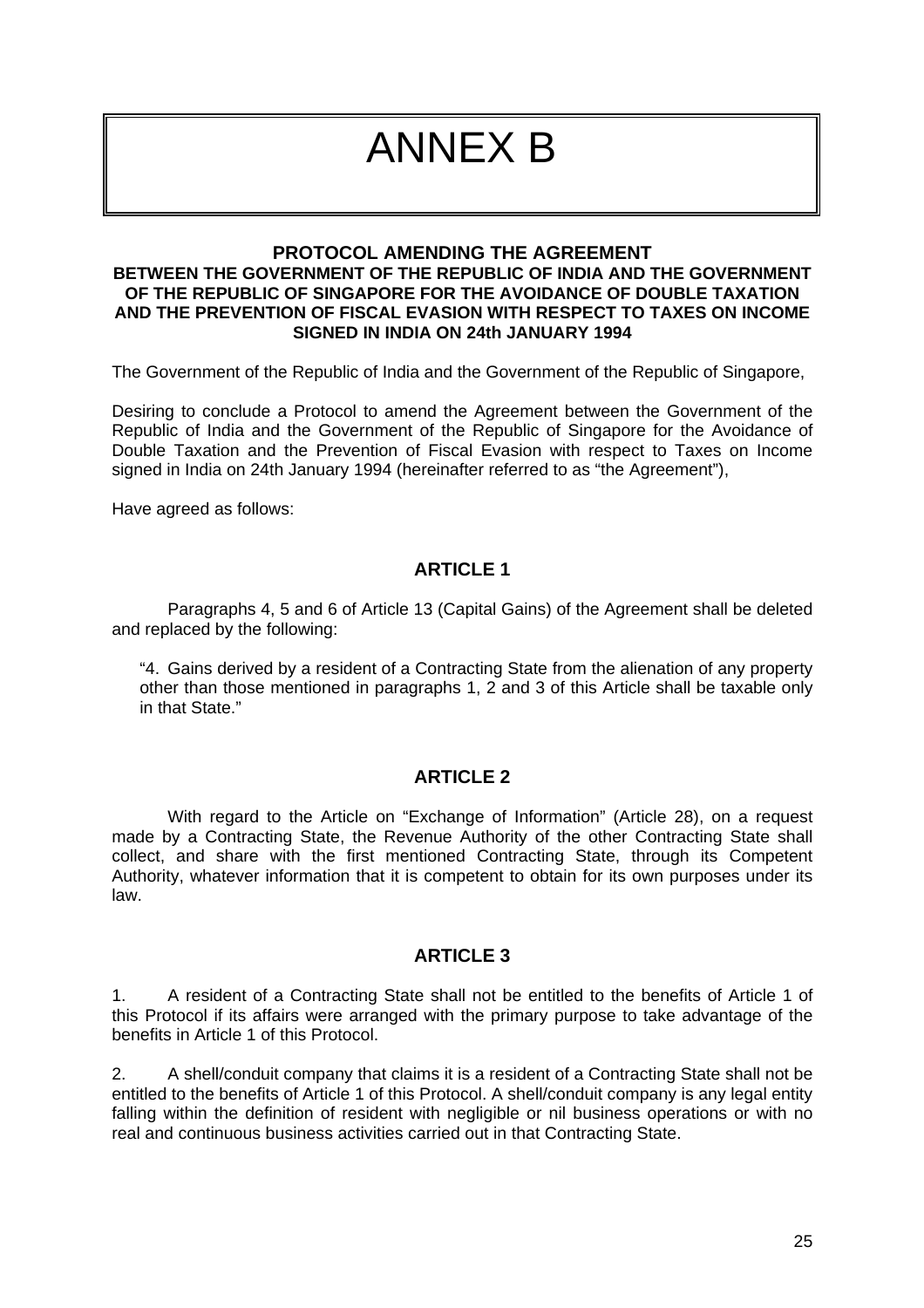# ANNEX B

**PROTOCOL AMENDING THE AGREEMENT BETWEEN THE GOVERNMENT OF THE REPUBLIC OF INDIA AND THE GOVERNMENT OF THE REPUBLIC OF SINGAPORE FOR THE AVOIDANCE OF DOUBLE TAXATION AND THE PREVENTION OF FISCAL EVASION WITH RESPECT TO TAXES ON INCOME SIGNED IN INDIA ON 24th JANUARY 1994**

The Government of the Republic of India and the Government of the Republic of Singapore,

Desiring to conclude a Protocol to amend the Agreement between the Government of the Republic of India and the Government of the Republic of Singapore for the Avoidance of Double Taxation and the Prevention of Fiscal Evasion with respect to Taxes on Income signed in India on 24th January 1994 (hereinafter referred to as "the Agreement"),

Have agreed as follows:

## ARTICLE 1

Paragraphs 4, 5 and 6 of Article 13 (Capital Gains) of the Agreement shall be deleted and replaced by the following:

"4. Gains derived by a resident of a Contracting State from the alienation of any property other than those mentioned in paragraphs 1, 2 and 3 of this Article shall be taxable only in that State."

## ARTICLE 2

With regard to the Article on "Exchange of Information" (Article 28), on a request made by a Contracting State, the Revenue Authority of the other Contracting State shall collect, and share with the first mentioned Contracting State, through its Competent Authority, whatever information that it is competent to obtain for its own purposes under its law.

## ARTICLE 3

1. A resident of a Contracting State shall not be entitled to the benefits of Article 1 of this Protocol if its affairs were arranged with the primary purpose to take advantage of the benefits in Article 1 of this Protocol.

2. A shell/conduit company that claims it is a resident of a Contracting State shall not be entitled to the benefits of Article 1 of this Protocol. A shell/conduit company is any legal entity falling within the definition of resident with negligible or nil business operations or with no real and continuous business activities carried out in that Contracting State.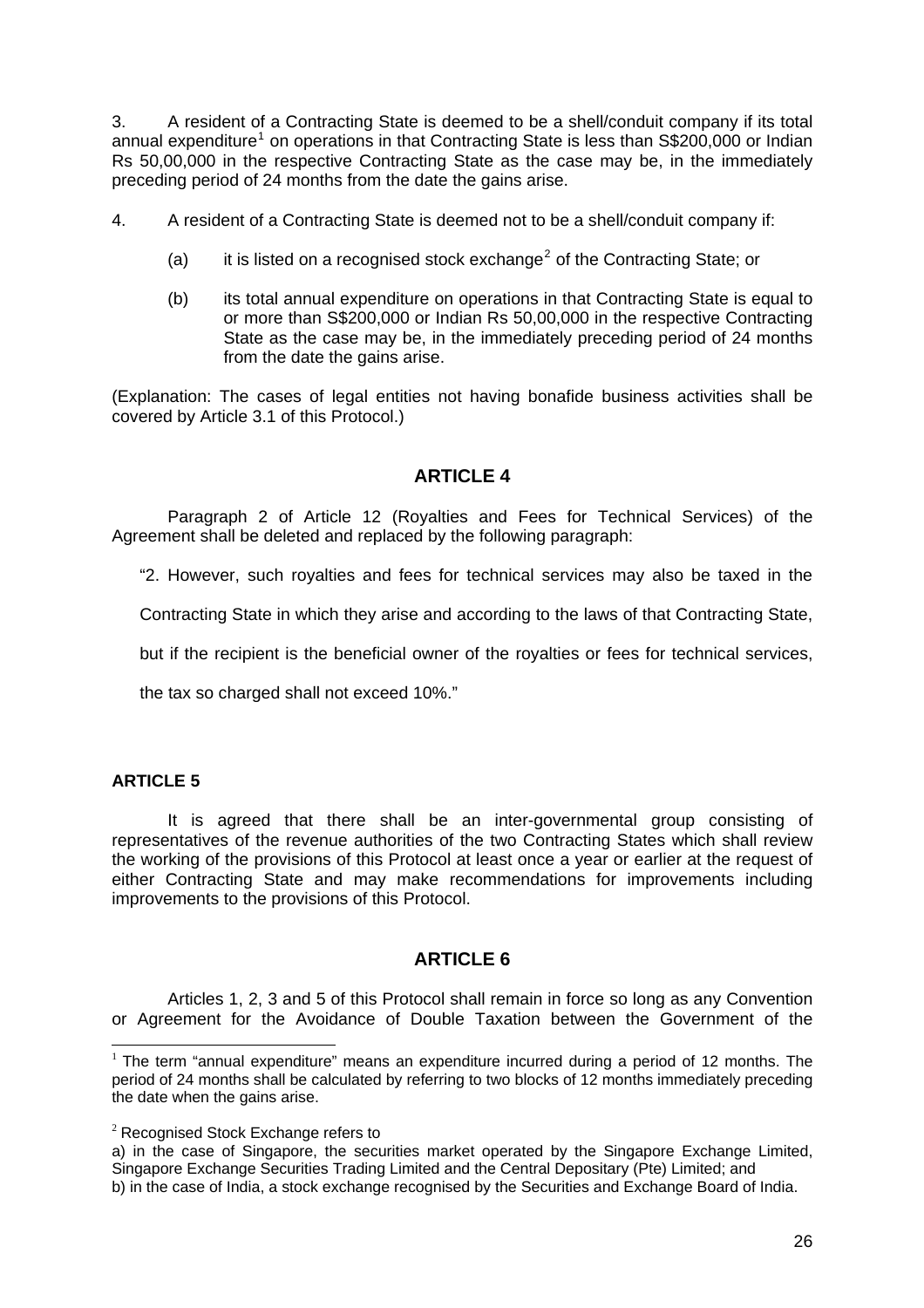3. A resident of a Contracting State is deemed to be a shell/conduit company if its total annual expenditure[1] on operations in that Contracting State is less than S$200,000 or Indian Rs 50,00,000 in the respective Contracting State as the case may be, in the immediately preceding period of 24 months from the date the gains arise.

4. A resident of a Contracting State is deemed not to be a shell/conduit company if:

(a) it is listed on a recognised stock exchange[2] of the Contracting State; or

(b) its total annual expenditure on operations in that Contracting State is equal to or more than S$200,000 or Indian Rs 50,00,000 in the respective Contracting State as the case may be, in the immediately preceding period of 24 months from the date the gains arise.

(Explanation: The cases of legal entities not having bonafide business activities shall be covered by Article 3.1 of this Protocol.)

## ARTICLE 4

Paragraph 2 of Article 12 (Royalties and Fees for Technical Services) of the Agreement shall be deleted and replaced by the following paragraph:

"2. However, such royalties and fees for technical services may also be taxed in the Contracting State in which they arise and according to the laws of that Contracting State, but if the recipient is the beneficial owner of the royalties or fees for technical services, the tax so charged shall not exceed 10%."

**ARTICLE 5**

It is agreed that there shall be an inter-governmental group consisting of representatives of the revenue authorities of the two Contracting States which shall review the working of the provisions of this Protocol at least once a year or earlier at the request of either Contracting State and may make recommendations for improvements including improvements to the provisions of this Protocol.

## ARTICLE 6

Articles 1, 2, 3 and 5 of this Protocol shall remain in force so long as any Convention or Agreement for the Avoidance of Double Taxation between the Government of the

---

[1] The term "annual expenditure" means an expenditure incurred during a period of 12 months. The period of 24 months shall be calculated by referring to two blocks of 12 months immediately preceding the date when the gains arise.

[2] Recognised Stock Exchange refers to
a) in the case of Singapore, the securities market operated by the Singapore Exchange Limited, Singapore Exchange Securities Trading Limited and the Central Depositary (Pte) Limited; and
b) in the case of India, a stock exchange recognised by the Securities and Exchange Board of India.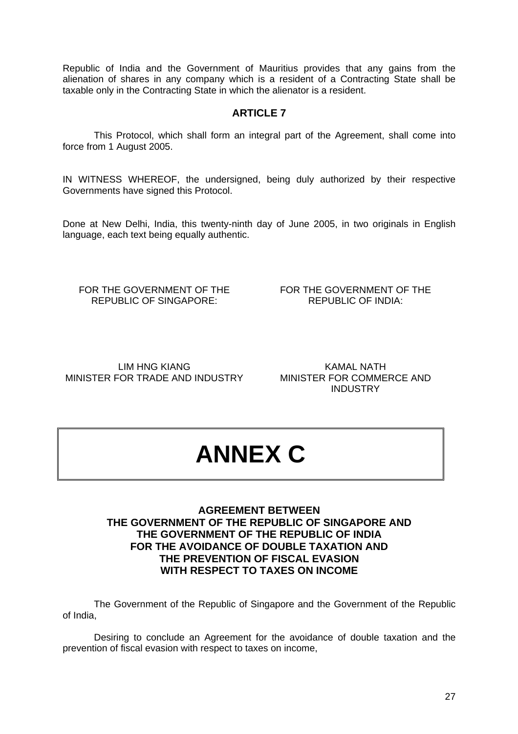Republic of India and the Government of Mauritius provides that any gains from the alienation of shares in any company which is a resident of a Contracting State shall be taxable only in the Contracting State in which the alienator is a resident.

## ARTICLE 7

This Protocol, which shall form an integral part of the Agreement, shall come into force from 1 August 2005.

IN WITNESS WHEREOF, the undersigned, being duly authorized by their respective Governments have signed this Protocol.

Done at New Delhi, India, this twenty-ninth day of June 2005, in two originals in English language, each text being equally authentic.

FOR THE GOVERNMENT OF THE REPUBLIC OF SINGAPORE:

LIM HNG KIANG
MINISTER FOR TRADE AND INDUSTRY

FOR THE GOVERNMENT OF THE REPUBLIC OF INDIA:

KAMAL NATH
MINISTER FOR COMMERCE AND INDUSTRY

# ANNEX C

## AGREEMENT BETWEEN THE GOVERNMENT OF THE REPUBLIC OF SINGAPORE AND THE GOVERNMENT OF THE REPUBLIC OF INDIA FOR THE AVOIDANCE OF DOUBLE TAXATION AND THE PREVENTION OF FISCAL EVASION WITH RESPECT TO TAXES ON INCOME

The Government of the Republic of Singapore and the Government of the Republic of India,

Desiring to conclude an Agreement for the avoidance of double taxation and the prevention of fiscal evasion with respect to taxes on income,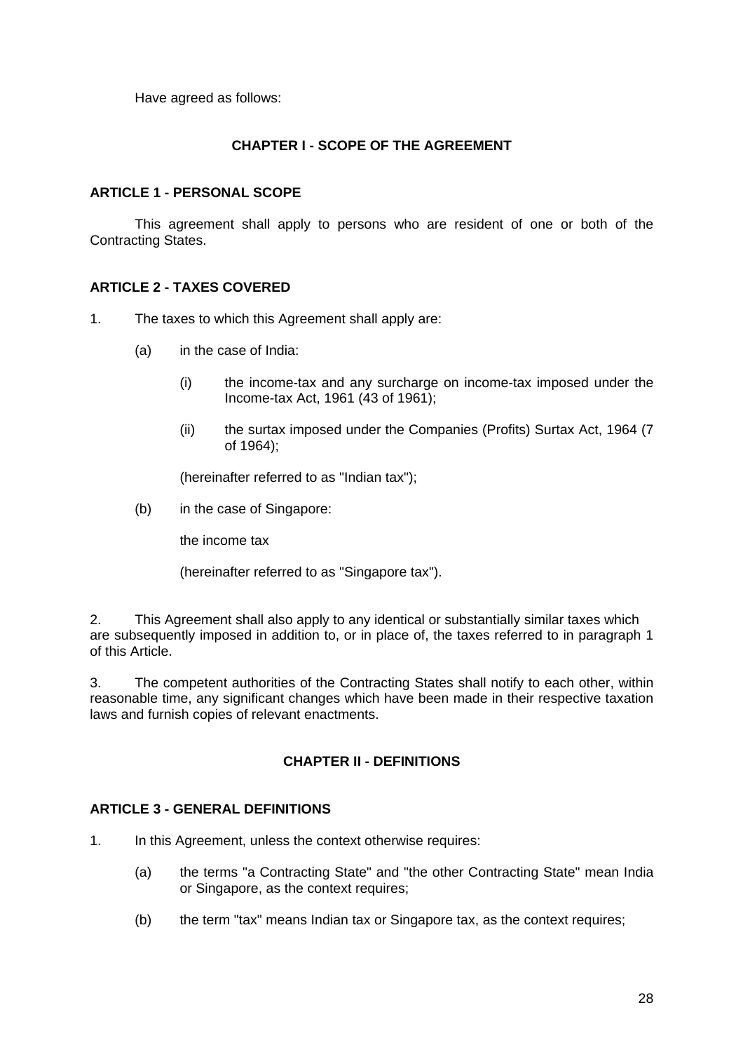Have agreed as follows:

## CHAPTER I - SCOPE OF THE AGREEMENT

### ARTICLE 1 - PERSONAL SCOPE

This agreement shall apply to persons who are resident of one or both of the Contracting States.

### ARTICLE 2 - TAXES COVERED

1. The taxes to which this Agreement shall apply are:

   (a) in the case of India:

      (i) the income-tax and any surcharge on income-tax imposed under the Income-tax Act, 1961 (43 of 1961);

      (ii) the surtax imposed under the Companies (Profits) Surtax Act, 1964 (7 of 1964);

      (hereinafter referred to as "Indian tax");

   (b) in the case of Singapore:

      the income tax

      (hereinafter referred to as "Singapore tax").

2. This Agreement shall also apply to any identical or substantially similar taxes which are subsequently imposed in addition to, or in place of, the taxes referred to in paragraph 1 of this Article.

3. The competent authorities of the Contracting States shall notify to each other, within reasonable time, any significant changes which have been made in their respective taxation laws and furnish copies of relevant enactments.

## CHAPTER II - DEFINITIONS

### ARTICLE 3 - GENERAL DEFINITIONS

1. In this Agreement, unless the context otherwise requires:

   (a) the terms "a Contracting State" and "the other Contracting State" mean India or Singapore, as the context requires;

   (b) the term "tax" means Indian tax or Singapore tax, as the context requires;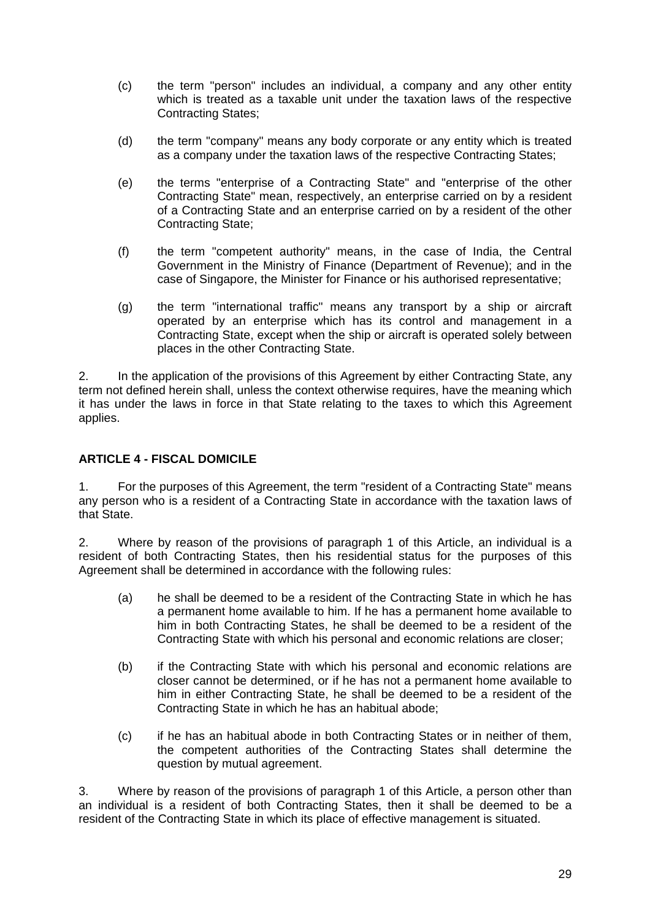(c) the term "person" includes an individual, a company and any other entity which is treated as a taxable unit under the taxation laws of the respective Contracting States;

(d) the term "company" means any body corporate or any entity which is treated as a company under the taxation laws of the respective Contracting States;

(e) the terms "enterprise of a Contracting State" and "enterprise of the other Contracting State" mean, respectively, an enterprise carried on by a resident of a Contracting State and an enterprise carried on by a resident of the other Contracting State;

(f) the term "competent authority" means, in the case of India, the Central Government in the Ministry of Finance (Department of Revenue); and in the case of Singapore, the Minister for Finance or his authorised representative;

(g) the term "international traffic" means any transport by a ship or aircraft operated by an enterprise which has its control and management in a Contracting State, except when the ship or aircraft is operated solely between places in the other Contracting State.

2. In the application of the provisions of this Agreement by either Contracting State, any term not defined herein shall, unless the context otherwise requires, have the meaning which it has under the laws in force in that State relating to the taxes to which this Agreement applies.

### ARTICLE 4 - FISCAL DOMICILE

1. For the purposes of this Agreement, the term "resident of a Contracting State" means any person who is a resident of a Contracting State in accordance with the taxation laws of that State.

2. Where by reason of the provisions of paragraph 1 of this Article, an individual is a resident of both Contracting States, then his residential status for the purposes of this Agreement shall be determined in accordance with the following rules:

(a) he shall be deemed to be a resident of the Contracting State in which he has a permanent home available to him. If he has a permanent home available to him in both Contracting States, he shall be deemed to be a resident of the Contracting State with which his personal and economic relations are closer;

(b) if the Contracting State with which his personal and economic relations are closer cannot be determined, or if he has not a permanent home available to him in either Contracting State, he shall be deemed to be a resident of the Contracting State in which he has an habitual abode;

(c) if he has an habitual abode in both Contracting States or in neither of them, the competent authorities of the Contracting States shall determine the question by mutual agreement.

3. Where by reason of the provisions of paragraph 1 of this Article, a person other than an individual is a resident of both Contracting States, then it shall be deemed to be a resident of the Contracting State in which its place of effective management is situated.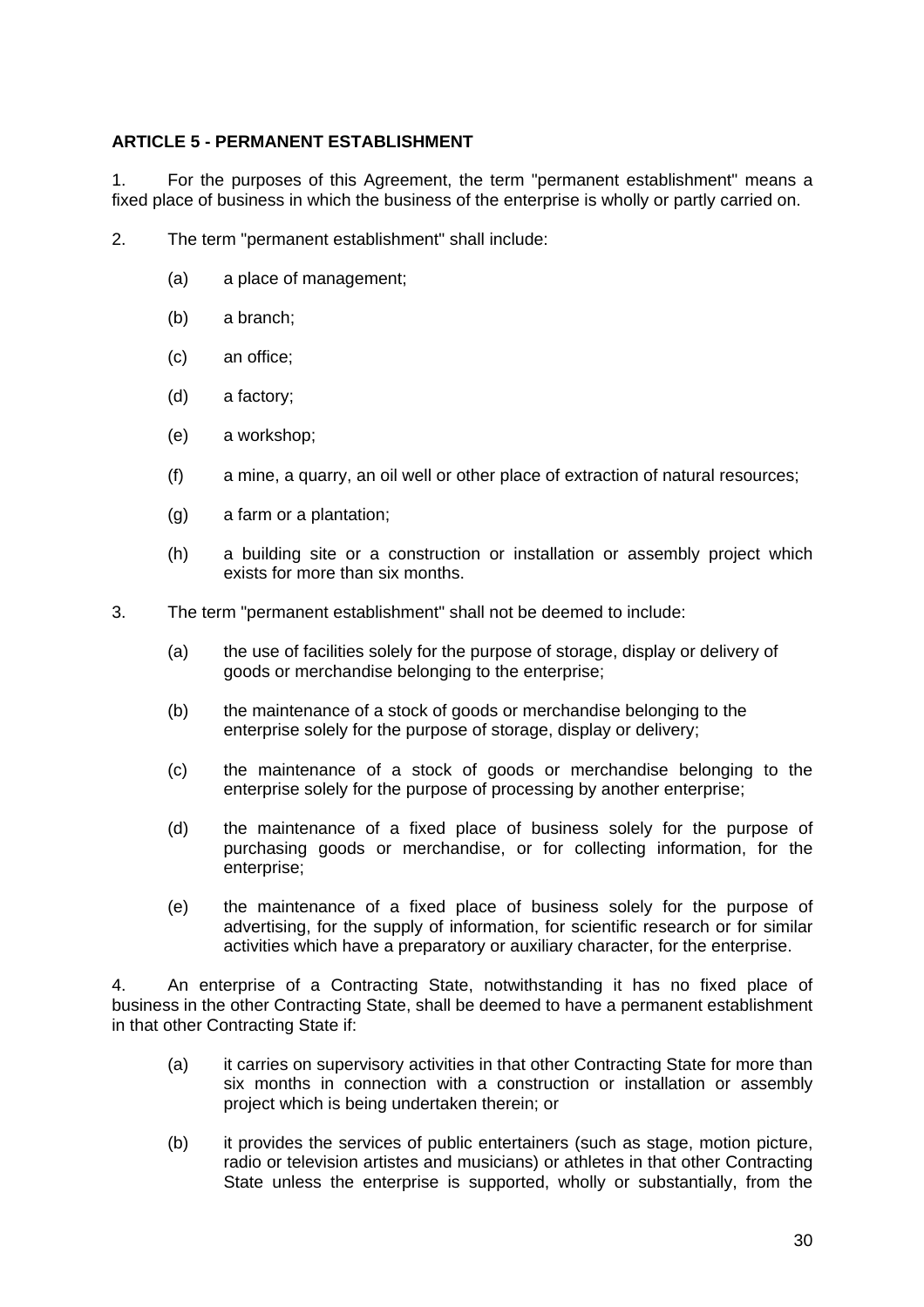**ARTICLE 5 - PERMANENT ESTABLISHMENT**

1. For the purposes of this Agreement, the term "permanent establishment" means a fixed place of business in which the business of the enterprise is wholly or partly carried on.

2. The term "permanent establishment" shall include:

   (a) a place of management;

   (b) a branch;

   (c) an office;

   (d) a factory;

   (e) a workshop;

   (f) a mine, a quarry, an oil well or other place of extraction of natural resources;

   (g) a farm or a plantation;

   (h) a building site or a construction or installation or assembly project which exists for more than six months.

3. The term "permanent establishment" shall not be deemed to include:

   (a) the use of facilities solely for the purpose of storage, display or delivery of goods or merchandise belonging to the enterprise;

   (b) the maintenance of a stock of goods or merchandise belonging to the enterprise solely for the purpose of storage, display or delivery;

   (c) the maintenance of a stock of goods or merchandise belonging to the enterprise solely for the purpose of processing by another enterprise;

   (d) the maintenance of a fixed place of business solely for the purpose of purchasing goods or merchandise, or for collecting information, for the enterprise;

   (e) the maintenance of a fixed place of business solely for the purpose of advertising, for the supply of information, for scientific research or for similar activities which have a preparatory or auxiliary character, for the enterprise.

4. An enterprise of a Contracting State, notwithstanding it has no fixed place of business in the other Contracting State, shall be deemed to have a permanent establishment in that other Contracting State if:

   (a) it carries on supervisory activities in that other Contracting State for more than six months in connection with a construction or installation or assembly project which is being undertaken therein; or

   (b) it provides the services of public entertainers (such as stage, motion picture, radio or television artistes and musicians) or athletes in that other Contracting State unless the enterprise is supported, wholly or substantially, from the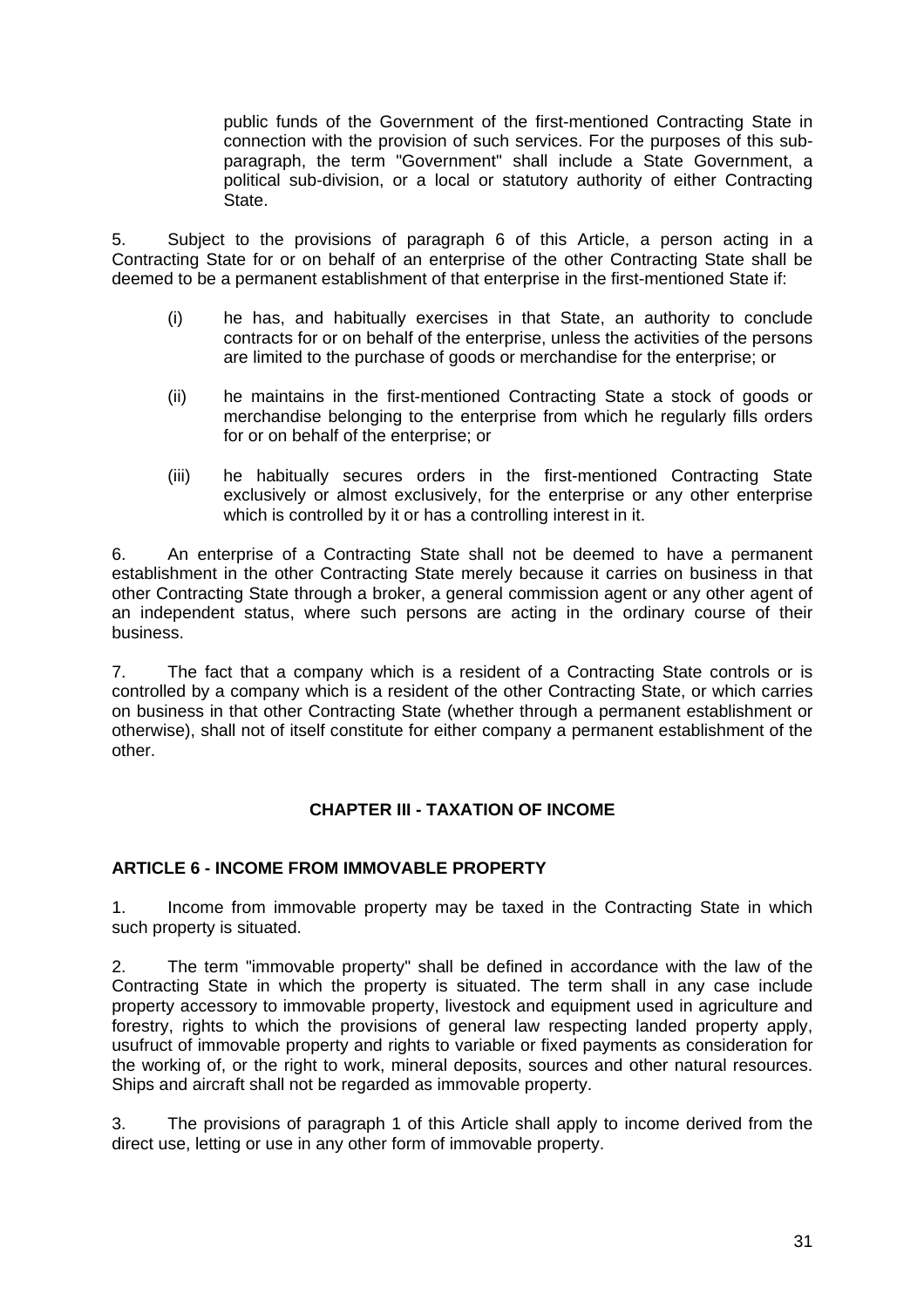public funds of the Government of the first-mentioned Contracting State in connection with the provision of such services. For the purposes of this sub-paragraph, the term "Government" shall include a State Government, a political sub-division, or a local or statutory authority of either Contracting State.

5. Subject to the provisions of paragraph 6 of this Article, a person acting in a Contracting State for or on behalf of an enterprise of the other Contracting State shall be deemed to be a permanent establishment of that enterprise in the first-mentioned State if:

(i) he has, and habitually exercises in that State, an authority to conclude contracts for or on behalf of the enterprise, unless the activities of the persons are limited to the purchase of goods or merchandise for the enterprise; or

(ii) he maintains in the first-mentioned Contracting State a stock of goods or merchandise belonging to the enterprise from which he regularly fills orders for or on behalf of the enterprise; or

(iii) he habitually secures orders in the first-mentioned Contracting State exclusively or almost exclusively, for the enterprise or any other enterprise which is controlled by it or has a controlling interest in it.

6. An enterprise of a Contracting State shall not be deemed to have a permanent establishment in the other Contracting State merely because it carries on business in that other Contracting State through a broker, a general commission agent or any other agent of an independent status, where such persons are acting in the ordinary course of their business.

7. The fact that a company which is a resident of a Contracting State controls or is controlled by a company which is a resident of the other Contracting State, or which carries on business in that other Contracting State (whether through a permanent establishment or otherwise), shall not of itself constitute for either company a permanent establishment of the other.

## CHAPTER III - TAXATION OF INCOME

### ARTICLE 6 - INCOME FROM IMMOVABLE PROPERTY

1. Income from immovable property may be taxed in the Contracting State in which such property is situated.

2. The term "immovable property" shall be defined in accordance with the law of the Contracting State in which the property is situated. The term shall in any case include property accessory to immovable property, livestock and equipment used in agriculture and forestry, rights to which the provisions of general law respecting landed property apply, usufruct of immovable property and rights to variable or fixed payments as consideration for the working of, or the right to work, mineral deposits, sources and other natural resources. Ships and aircraft shall not be regarded as immovable property.

3. The provisions of paragraph 1 of this Article shall apply to income derived from the direct use, letting or use in any other form of immovable property.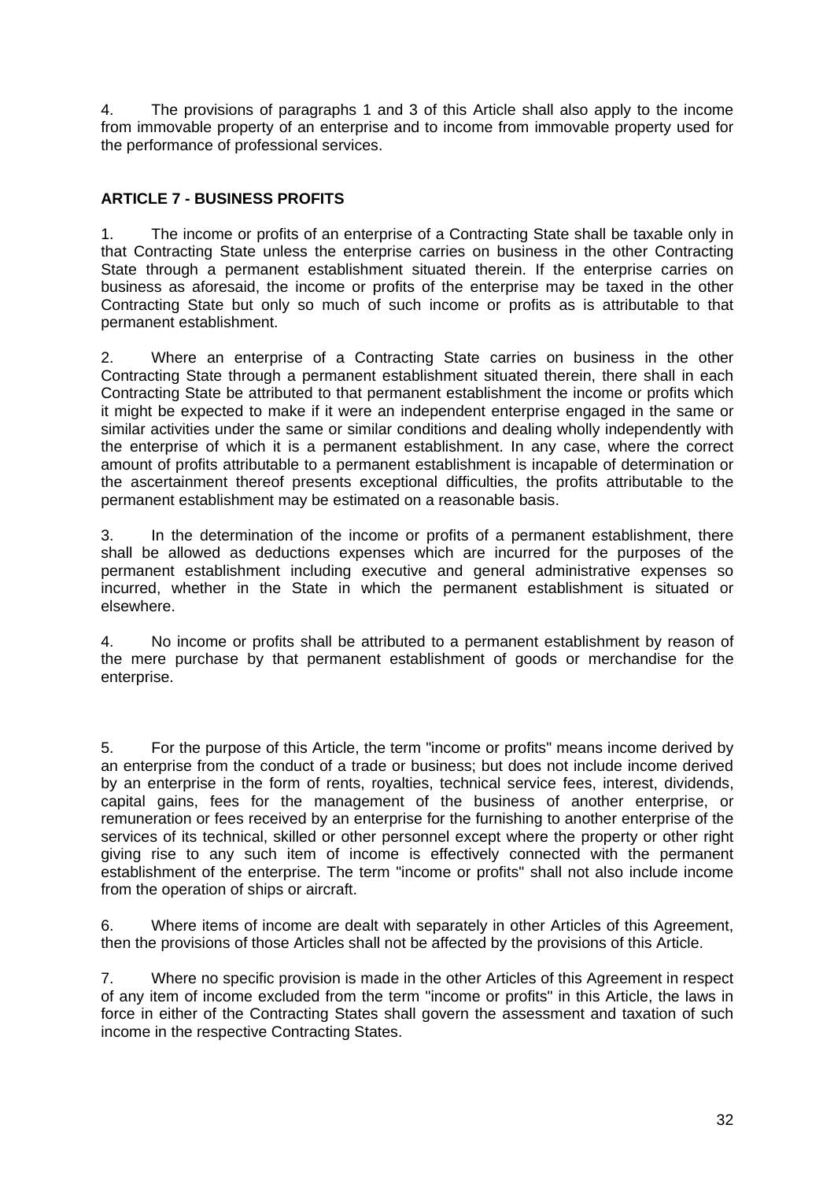4. The provisions of paragraphs 1 and 3 of this Article shall also apply to the income from immovable property of an enterprise and to income from immovable property used for the performance of professional services.

**ARTICLE 7 - BUSINESS PROFITS**

1. The income or profits of an enterprise of a Contracting State shall be taxable only in that Contracting State unless the enterprise carries on business in the other Contracting State through a permanent establishment situated therein. If the enterprise carries on business as aforesaid, the income or profits of the enterprise may be taxed in the other Contracting State but only so much of such income or profits as is attributable to that permanent establishment.

2. Where an enterprise of a Contracting State carries on business in the other Contracting State through a permanent establishment situated therein, there shall in each Contracting State be attributed to that permanent establishment the income or profits which it might be expected to make if it were an independent enterprise engaged in the same or similar activities under the same or similar conditions and dealing wholly independently with the enterprise of which it is a permanent establishment. In any case, where the correct amount of profits attributable to a permanent establishment is incapable of determination or the ascertainment thereof presents exceptional difficulties, the profits attributable to the permanent establishment may be estimated on a reasonable basis.

3. In the determination of the income or profits of a permanent establishment, there shall be allowed as deductions expenses which are incurred for the purposes of the permanent establishment including executive and general administrative expenses so incurred, whether in the State in which the permanent establishment is situated or elsewhere.

4. No income or profits shall be attributed to a permanent establishment by reason of the mere purchase by that permanent establishment of goods or merchandise for the enterprise.

5. For the purpose of this Article, the term "income or profits" means income derived by an enterprise from the conduct of a trade or business; but does not include income derived by an enterprise in the form of rents, royalties, technical service fees, interest, dividends, capital gains, fees for the management of the business of another enterprise, or remuneration or fees received by an enterprise for the furnishing to another enterprise of the services of its technical, skilled or other personnel except where the property or other right giving rise to any such item of income is effectively connected with the permanent establishment of the enterprise. The term "income or profits" shall not also include income from the operation of ships or aircraft.

6. Where items of income are dealt with separately in other Articles of this Agreement, then the provisions of those Articles shall not be affected by the provisions of this Article.

7. Where no specific provision is made in the other Articles of this Agreement in respect of any item of income excluded from the term "income or profits" in this Article, the laws in force in either of the Contracting States shall govern the assessment and taxation of such income in the respective Contracting States.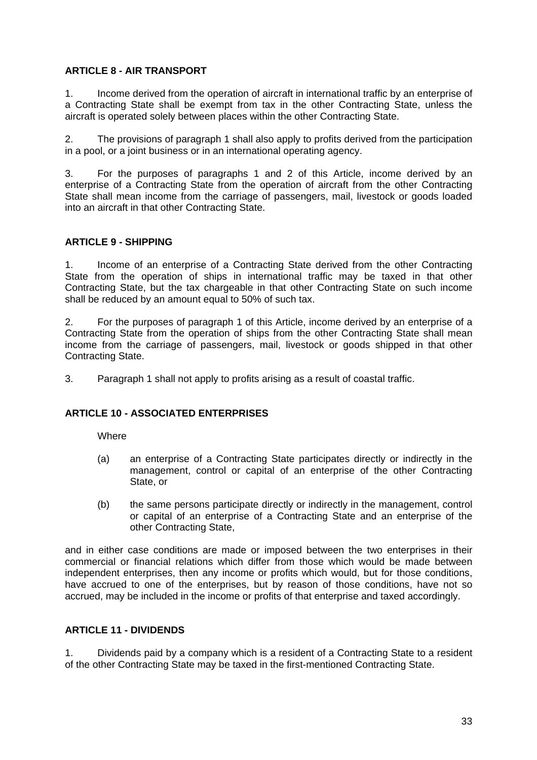**ARTICLE 8 - AIR TRANSPORT**

1. Income derived from the operation of aircraft in international traffic by an enterprise of a Contracting State shall be exempt from tax in the other Contracting State, unless the aircraft is operated solely between places within the other Contracting State.

2. The provisions of paragraph 1 shall also apply to profits derived from the participation in a pool, or a joint business or in an international operating agency.

3. For the purposes of paragraphs 1 and 2 of this Article, income derived by an enterprise of a Contracting State from the operation of aircraft from the other Contracting State shall mean income from the carriage of passengers, mail, livestock or goods loaded into an aircraft in that other Contracting State.

**ARTICLE 9 - SHIPPING**

1. Income of an enterprise of a Contracting State derived from the other Contracting State from the operation of ships in international traffic may be taxed in that other Contracting State, but the tax chargeable in that other Contracting State on such income shall be reduced by an amount equal to 50% of such tax.

2. For the purposes of paragraph 1 of this Article, income derived by an enterprise of a Contracting State from the operation of ships from the other Contracting State shall mean income from the carriage of passengers, mail, livestock or goods shipped in that other Contracting State.

3. Paragraph 1 shall not apply to profits arising as a result of coastal traffic.

**ARTICLE 10 - ASSOCIATED ENTERPRISES**

Where

(a) an enterprise of a Contracting State participates directly or indirectly in the management, control or capital of an enterprise of the other Contracting State, or

(b) the same persons participate directly or indirectly in the management, control or capital of an enterprise of a Contracting State and an enterprise of the other Contracting State,

and in either case conditions are made or imposed between the two enterprises in their commercial or financial relations which differ from those which would be made between independent enterprises, then any income or profits which would, but for those conditions, have accrued to one of the enterprises, but by reason of those conditions, have not so accrued, may be included in the income or profits of that enterprise and taxed accordingly.

**ARTICLE 11 - DIVIDENDS**

1. Dividends paid by a company which is a resident of a Contracting State to a resident of the other Contracting State may be taxed in the first-mentioned Contracting State.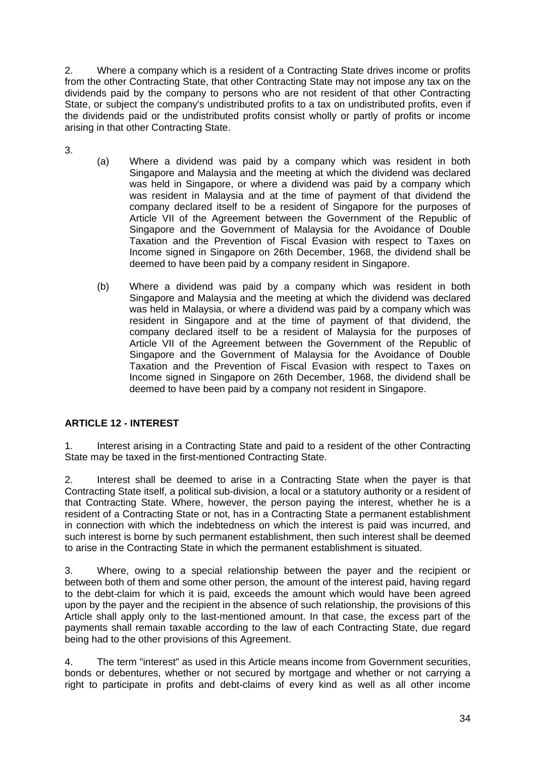2. Where a company which is a resident of a Contracting State drives income or profits from the other Contracting State, that other Contracting State may not impose any tax on the dividends paid by the company to persons who are not resident of that other Contracting State, or subject the company's undistributed profits to a tax on undistributed profits, even if the dividends paid or the undistributed profits consist wholly or partly of profits or income arising in that other Contracting State.

3.

(a) Where a dividend was paid by a company which was resident in both Singapore and Malaysia and the meeting at which the dividend was declared was held in Singapore, or where a dividend was paid by a company which was resident in Malaysia and at the time of payment of that dividend the company declared itself to be a resident of Singapore for the purposes of Article VII of the Agreement between the Government of the Republic of Singapore and the Government of Malaysia for the Avoidance of Double Taxation and the Prevention of Fiscal Evasion with respect to Taxes on Income signed in Singapore on 26th December, 1968, the dividend shall be deemed to have been paid by a company resident in Singapore.

(b) Where a dividend was paid by a company which was resident in both Singapore and Malaysia and the meeting at which the dividend was declared was held in Malaysia, or where a dividend was paid by a company which was resident in Singapore and at the time of payment of that dividend, the company declared itself to be a resident of Malaysia for the purposes of Article VII of the Agreement between the Government of the Republic of Singapore and the Government of Malaysia for the Avoidance of Double Taxation and the Prevention of Fiscal Evasion with respect to Taxes on Income signed in Singapore on 26th December, 1968, the dividend shall be deemed to have been paid by a company not resident in Singapore.

**ARTICLE 12 - INTEREST**

1. Interest arising in a Contracting State and paid to a resident of the other Contracting State may be taxed in the first-mentioned Contracting State.

2. Interest shall be deemed to arise in a Contracting State when the payer is that Contracting State itself, a political sub-division, a local or a statutory authority or a resident of that Contracting State. Where, however, the person paying the interest, whether he is a resident of a Contracting State or not, has in a Contracting State a permanent establishment in connection with which the indebtedness on which the interest is paid was incurred, and such interest is borne by such permanent establishment, then such interest shall be deemed to arise in the Contracting State in which the permanent establishment is situated.

3. Where, owing to a special relationship between the payer and the recipient or between both of them and some other person, the amount of the interest paid, having regard to the debt-claim for which it is paid, exceeds the amount which would have been agreed upon by the payer and the recipient in the absence of such relationship, the provisions of this Article shall apply only to the last-mentioned amount. In that case, the excess part of the payments shall remain taxable according to the law of each Contracting State, due regard being had to the other provisions of this Agreement.

4. The term "interest" as used in this Article means income from Government securities, bonds or debentures, whether or not secured by mortgage and whether or not carrying a right to participate in profits and debt-claims of every kind as well as all other income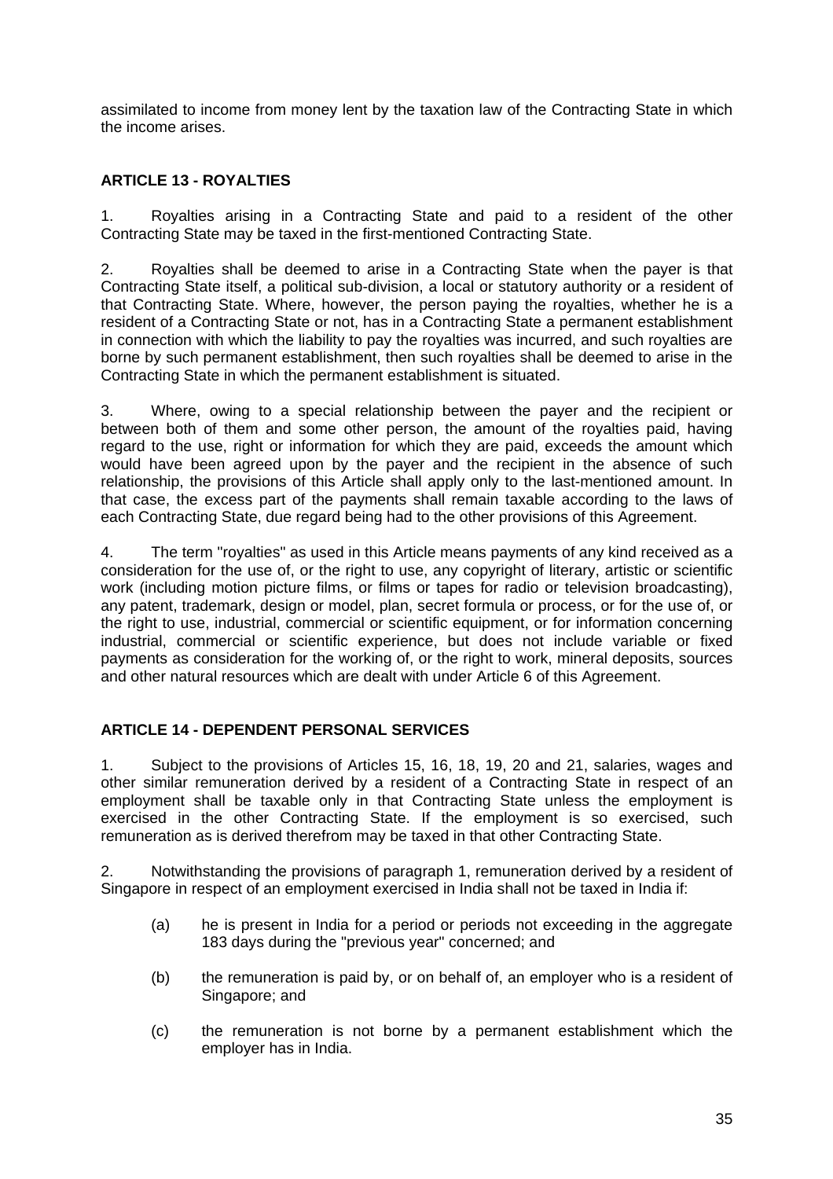assimilated to income from money lent by the taxation law of the Contracting State in which the income arises.

## ARTICLE 13 - ROYALTIES

1. Royalties arising in a Contracting State and paid to a resident of the other Contracting State may be taxed in the first-mentioned Contracting State.

2. Royalties shall be deemed to arise in a Contracting State when the payer is that Contracting State itself, a political sub-division, a local or statutory authority or a resident of that Contracting State. Where, however, the person paying the royalties, whether he is a resident of a Contracting State or not, has in a Contracting State a permanent establishment in connection with which the liability to pay the royalties was incurred, and such royalties are borne by such permanent establishment, then such royalties shall be deemed to arise in the Contracting State in which the permanent establishment is situated.

3. Where, owing to a special relationship between the payer and the recipient or between both of them and some other person, the amount of the royalties paid, having regard to the use, right or information for which they are paid, exceeds the amount which would have been agreed upon by the payer and the recipient in the absence of such relationship, the provisions of this Article shall apply only to the last-mentioned amount. In that case, the excess part of the payments shall remain taxable according to the laws of each Contracting State, due regard being had to the other provisions of this Agreement.

4. The term "royalties" as used in this Article means payments of any kind received as a consideration for the use of, or the right to use, any copyright of literary, artistic or scientific work (including motion picture films, or films or tapes for radio or television broadcasting), any patent, trademark, design or model, plan, secret formula or process, or for the use of, or the right to use, industrial, commercial or scientific equipment, or for information concerning industrial, commercial or scientific experience, but does not include variable or fixed payments as consideration for the working of, or the right to work, mineral deposits, sources and other natural resources which are dealt with under Article 6 of this Agreement.

## ARTICLE 14 - DEPENDENT PERSONAL SERVICES

1. Subject to the provisions of Articles 15, 16, 18, 19, 20 and 21, salaries, wages and other similar remuneration derived by a resident of a Contracting State in respect of an employment shall be taxable only in that Contracting State unless the employment is exercised in the other Contracting State. If the employment is so exercised, such remuneration as is derived therefrom may be taxed in that other Contracting State.

2. Notwithstanding the provisions of paragraph 1, remuneration derived by a resident of Singapore in respect of an employment exercised in India shall not be taxed in India if:

   (a) he is present in India for a period or periods not exceeding in the aggregate 183 days during the "previous year" concerned; and

   (b) the remuneration is paid by, or on behalf of, an employer who is a resident of Singapore; and

   (c) the remuneration is not borne by a permanent establishment which the employer has in India.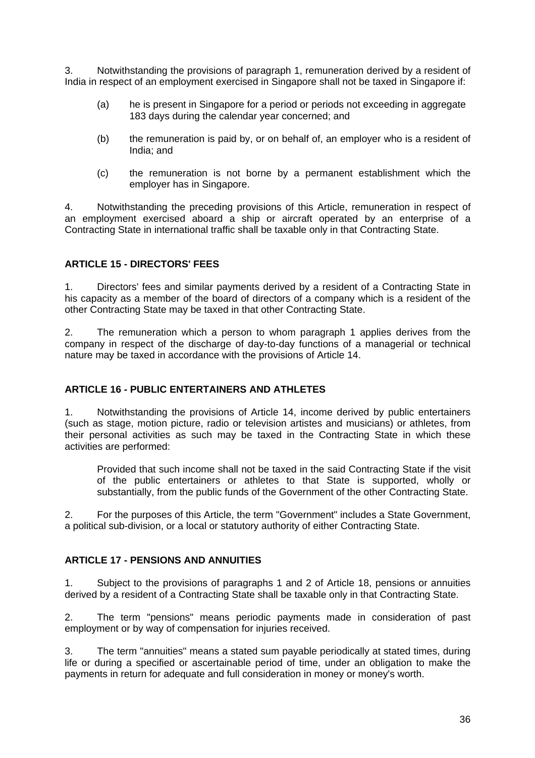3. Notwithstanding the provisions of paragraph 1, remuneration derived by a resident of India in respect of an employment exercised in Singapore shall not be taxed in Singapore if:

(a) he is present in Singapore for a period or periods not exceeding in aggregate 183 days during the calendar year concerned; and

(b) the remuneration is paid by, or on behalf of, an employer who is a resident of India; and

(c) the remuneration is not borne by a permanent establishment which the employer has in Singapore.

4. Notwithstanding the preceding provisions of this Article, remuneration in respect of an employment exercised aboard a ship or aircraft operated by an enterprise of a Contracting State in international traffic shall be taxable only in that Contracting State.

## ARTICLE 15 - DIRECTORS' FEES

1. Directors' fees and similar payments derived by a resident of a Contracting State in his capacity as a member of the board of directors of a company which is a resident of the other Contracting State may be taxed in that other Contracting State.

2. The remuneration which a person to whom paragraph 1 applies derives from the company in respect of the discharge of day-to-day functions of a managerial or technical nature may be taxed in accordance with the provisions of Article 14.

## ARTICLE 16 - PUBLIC ENTERTAINERS AND ATHLETES

1. Notwithstanding the provisions of Article 14, income derived by public entertainers (such as stage, motion picture, radio or television artistes and musicians) or athletes, from their personal activities as such may be taxed in the Contracting State in which these activities are performed:

Provided that such income shall not be taxed in the said Contracting State if the visit of the public entertainers or athletes to that State is supported, wholly or substantially, from the public funds of the Government of the other Contracting State.

2. For the purposes of this Article, the term "Government" includes a State Government, a political sub-division, or a local or statutory authority of either Contracting State.

## ARTICLE 17 - PENSIONS AND ANNUITIES

1. Subject to the provisions of paragraphs 1 and 2 of Article 18, pensions or annuities derived by a resident of a Contracting State shall be taxable only in that Contracting State.

2. The term "pensions" means periodic payments made in consideration of past employment or by way of compensation for injuries received.

3. The term "annuities" means a stated sum payable periodically at stated times, during life or during a specified or ascertainable period of time, under an obligation to make the payments in return for adequate and full consideration in money or money's worth.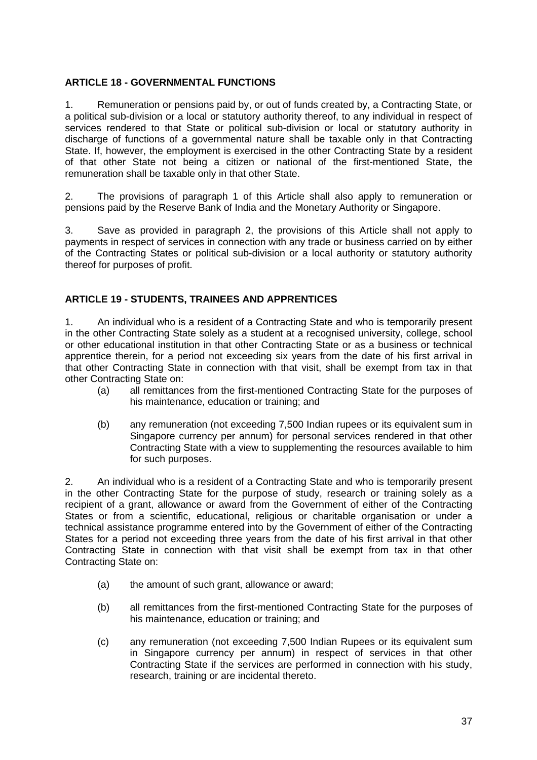**ARTICLE 18 - GOVERNMENTAL FUNCTIONS**

1. Remuneration or pensions paid by, or out of funds created by, a Contracting State, or a political sub-division or a local or statutory authority thereof, to any individual in respect of services rendered to that State or political sub-division or local or statutory authority in discharge of functions of a governmental nature shall be taxable only in that Contracting State. If, however, the employment is exercised in the other Contracting State by a resident of that other State not being a citizen or national of the first-mentioned State, the remuneration shall be taxable only in that other State.

2. The provisions of paragraph 1 of this Article shall also apply to remuneration or pensions paid by the Reserve Bank of India and the Monetary Authority or Singapore.

3. Save as provided in paragraph 2, the provisions of this Article shall not apply to payments in respect of services in connection with any trade or business carried on by either of the Contracting States or political sub-division or a local authority or statutory authority thereof for purposes of profit.

**ARTICLE 19 - STUDENTS, TRAINEES AND APPRENTICES**

1. An individual who is a resident of a Contracting State and who is temporarily present in the other Contracting State solely as a student at a recognised university, college, school or other educational institution in that other Contracting State or as a business or technical apprentice therein, for a period not exceeding six years from the date of his first arrival in that other Contracting State in connection with that visit, shall be exempt from tax in that other Contracting State on:

   (a) all remittances from the first-mentioned Contracting State for the purposes of his maintenance, education or training; and

   (b) any remuneration (not exceeding 7,500 Indian rupees or its equivalent sum in Singapore currency per annum) for personal services rendered in that other Contracting State with a view to supplementing the resources available to him for such purposes.

2. An individual who is a resident of a Contracting State and who is temporarily present in the other Contracting State for the purpose of study, research or training solely as a recipient of a grant, allowance or award from the Government of either of the Contracting States or from a scientific, educational, religious or charitable organisation or under a technical assistance programme entered into by the Government of either of the Contracting States for a period not exceeding three years from the date of his first arrival in that other Contracting State in connection with that visit shall be exempt from tax in that other Contracting State on:

   (a) the amount of such grant, allowance or award;

   (b) all remittances from the first-mentioned Contracting State for the purposes of his maintenance, education or training; and

   (c) any remuneration (not exceeding 7,500 Indian Rupees or its equivalent sum in Singapore currency per annum) in respect of services in that other Contracting State if the services are performed in connection with his study, research, training or are incidental thereto.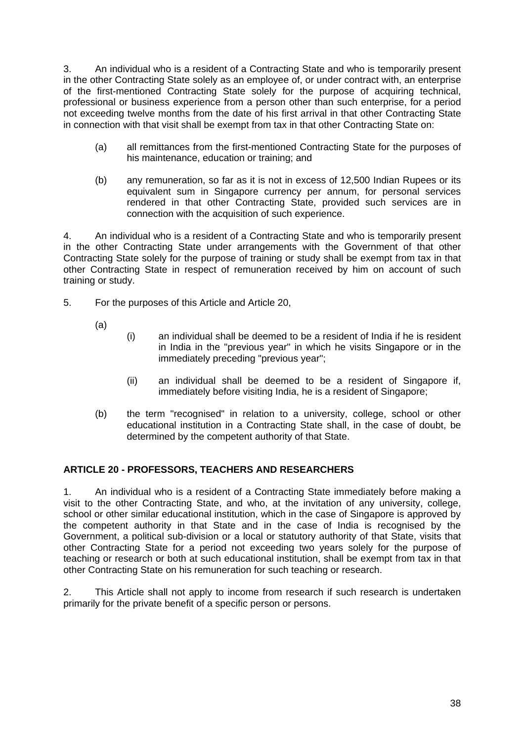3. An individual who is a resident of a Contracting State and who is temporarily present in the other Contracting State solely as an employee of, or under contract with, an enterprise of the first-mentioned Contracting State solely for the purpose of acquiring technical, professional or business experience from a person other than such enterprise, for a period not exceeding twelve months from the date of his first arrival in that other Contracting State in connection with that visit shall be exempt from tax in that other Contracting State on:

(a) all remittances from the first-mentioned Contracting State for the purposes of his maintenance, education or training; and

(b) any remuneration, so far as it is not in excess of 12,500 Indian Rupees or its equivalent sum in Singapore currency per annum, for personal services rendered in that other Contracting State, provided such services are in connection with the acquisition of such experience.

4. An individual who is a resident of a Contracting State and who is temporarily present in the other Contracting State under arrangements with the Government of that other Contracting State solely for the purpose of training or study shall be exempt from tax in that other Contracting State in respect of remuneration received by him on account of such training or study.

5. For the purposes of this Article and Article 20,

(a)

(i) an individual shall be deemed to be a resident of India if he is resident in India in the "previous year" in which he visits Singapore or in the immediately preceding "previous year";

(ii) an individual shall be deemed to be a resident of Singapore if, immediately before visiting India, he is a resident of Singapore;

(b) the term "recognised" in relation to a university, college, school or other educational institution in a Contracting State shall, in the case of doubt, be determined by the competent authority of that State.

**ARTICLE 20 - PROFESSORS, TEACHERS AND RESEARCHERS**

1. An individual who is a resident of a Contracting State immediately before making a visit to the other Contracting State, and who, at the invitation of any university, college, school or other similar educational institution, which in the case of Singapore is approved by the competent authority in that State and in the case of India is recognised by the Government, a political sub-division or a local or statutory authority of that State, visits that other Contracting State for a period not exceeding two years solely for the purpose of teaching or research or both at such educational institution, shall be exempt from tax in that other Contracting State on his remuneration for such teaching or research.

2. This Article shall not apply to income from research if such research is undertaken primarily for the private benefit of a specific person or persons.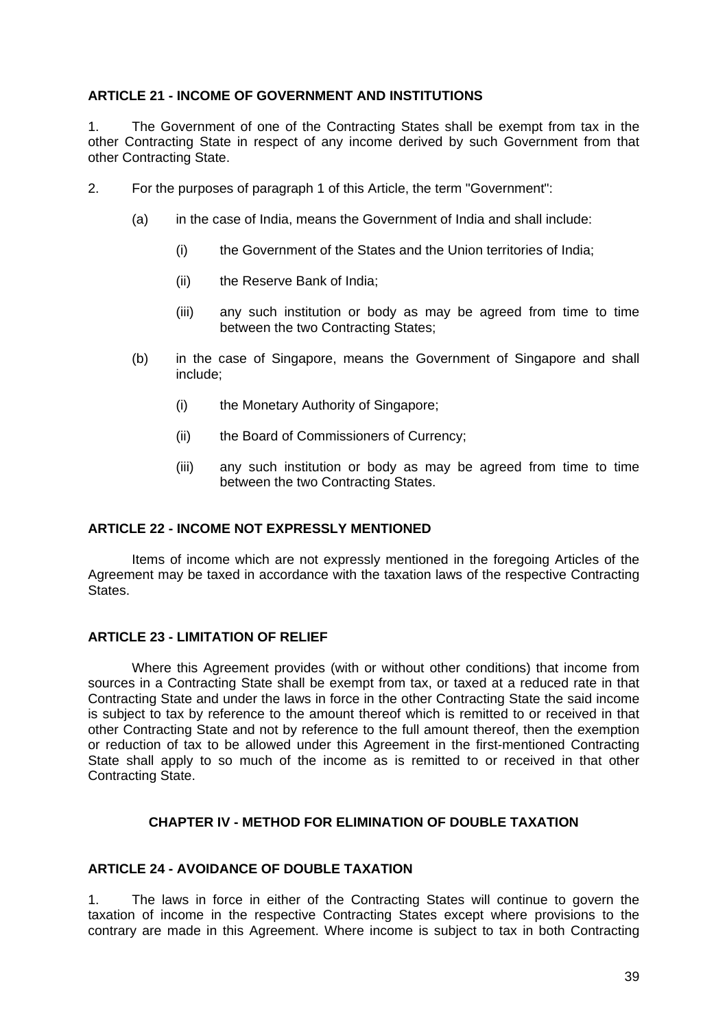**ARTICLE 21 - INCOME OF GOVERNMENT AND INSTITUTIONS**

1. The Government of one of the Contracting States shall be exempt from tax in the other Contracting State in respect of any income derived by such Government from that other Contracting State.

2. For the purposes of paragraph 1 of this Article, the term "Government":

   (a) in the case of India, means the Government of India and shall include:

      (i) the Government of the States and the Union territories of India;

      (ii) the Reserve Bank of India;

      (iii) any such institution or body as may be agreed from time to time between the two Contracting States;

   (b) in the case of Singapore, means the Government of Singapore and shall include;

      (i) the Monetary Authority of Singapore;

      (ii) the Board of Commissioners of Currency;

      (iii) any such institution or body as may be agreed from time to time between the two Contracting States.

**ARTICLE 22 - INCOME NOT EXPRESSLY MENTIONED**

Items of income which are not expressly mentioned in the foregoing Articles of the Agreement may be taxed in accordance with the taxation laws of the respective Contracting States.

**ARTICLE 23 - LIMITATION OF RELIEF**

Where this Agreement provides (with or without other conditions) that income from sources in a Contracting State shall be exempt from tax, or taxed at a reduced rate in that Contracting State and under the laws in force in the other Contracting State the said income is subject to tax by reference to the amount thereof which is remitted to or received in that other Contracting State and not by reference to the full amount thereof, then the exemption or reduction of tax to be allowed under this Agreement in the first-mentioned Contracting State shall apply to so much of the income as is remitted to or received in that other Contracting State.

**CHAPTER IV - METHOD FOR ELIMINATION OF DOUBLE TAXATION**

**ARTICLE 24 - AVOIDANCE OF DOUBLE TAXATION**

1. The laws in force in either of the Contracting States will continue to govern the taxation of income in the respective Contracting States except where provisions to the contrary are made in this Agreement. Where income is subject to tax in both Contracting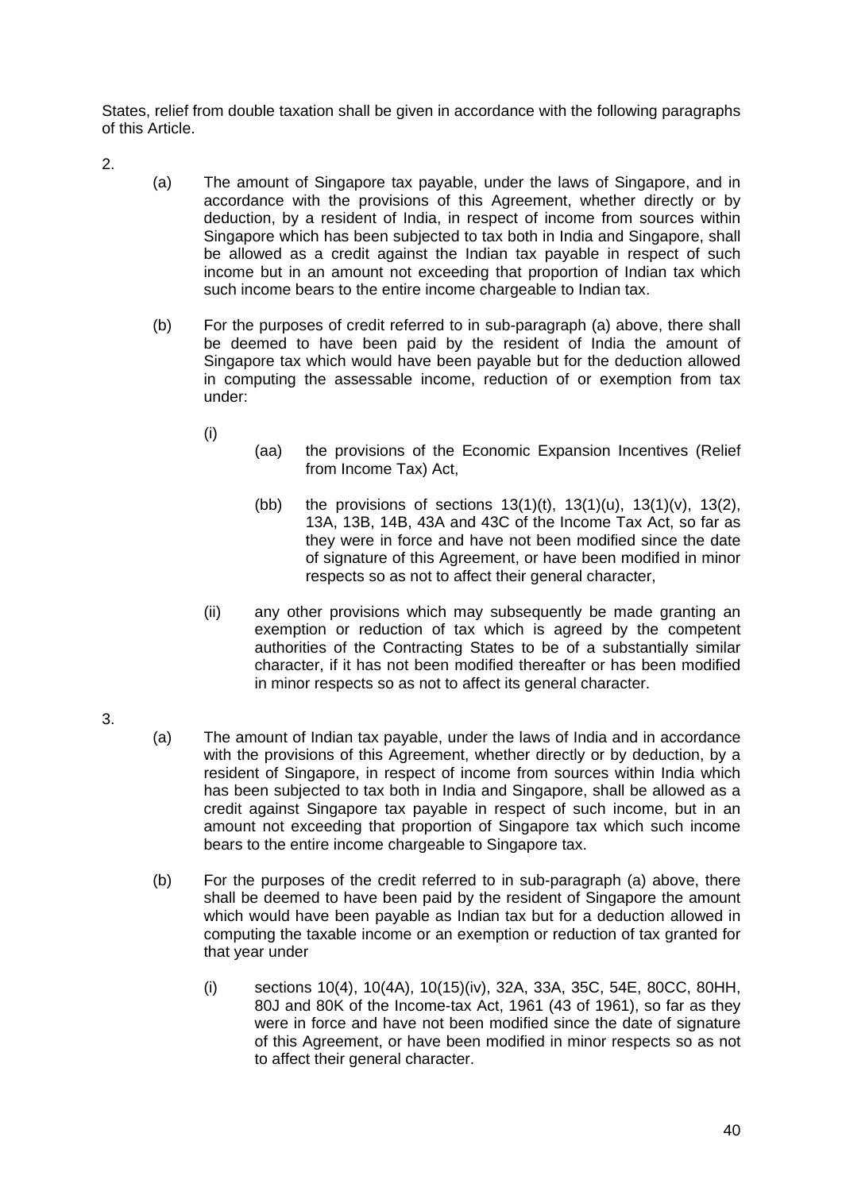States, relief from double taxation shall be given in accordance with the following paragraphs of this Article.

2.

(a) The amount of Singapore tax payable, under the laws of Singapore, and in accordance with the provisions of this Agreement, whether directly or by deduction, by a resident of India, in respect of income from sources within Singapore which has been subjected to tax both in India and Singapore, shall be allowed as a credit against the Indian tax payable in respect of such income but in an amount not exceeding that proportion of Indian tax which such income bears to the entire income chargeable to Indian tax.

(b) For the purposes of credit referred to in sub-paragraph (a) above, there shall be deemed to have been paid by the resident of India the amount of Singapore tax which would have been payable but for the deduction allowed in computing the assessable income, reduction of or exemption from tax under:

(i)

(aa) the provisions of the Economic Expansion Incentives (Relief from Income Tax) Act,

(bb) the provisions of sections 13(1)(t), 13(1)(u), 13(1)(v), 13(2), 13A, 13B, 14B, 43A and 43C of the Income Tax Act, so far as they were in force and have not been modified since the date of signature of this Agreement, or have been modified in minor respects so as not to affect their general character,

(ii) any other provisions which may subsequently be made granting an exemption or reduction of tax which is agreed by the competent authorities of the Contracting States to be of a substantially similar character, if it has not been modified thereafter or has been modified in minor respects so as not to affect its general character.

3.

(a) The amount of Indian tax payable, under the laws of India and in accordance with the provisions of this Agreement, whether directly or by deduction, by a resident of Singapore, in respect of income from sources within India which has been subjected to tax both in India and Singapore, shall be allowed as a credit against Singapore tax payable in respect of such income, but in an amount not exceeding that proportion of Singapore tax which such income bears to the entire income chargeable to Singapore tax.

(b) For the purposes of the credit referred to in sub-paragraph (a) above, there shall be deemed to have been paid by the resident of Singapore the amount which would have been payable as Indian tax but for a deduction allowed in computing the taxable income or an exemption or reduction of tax granted for that year under

(i) sections 10(4), 10(4A), 10(15)(iv), 32A, 33A, 35C, 54E, 80CC, 80HH, 80J and 80K of the Income-tax Act, 1961 (43 of 1961), so far as they were in force and have not been modified since the date of signature of this Agreement, or have been modified in minor respects so as not to affect their general character.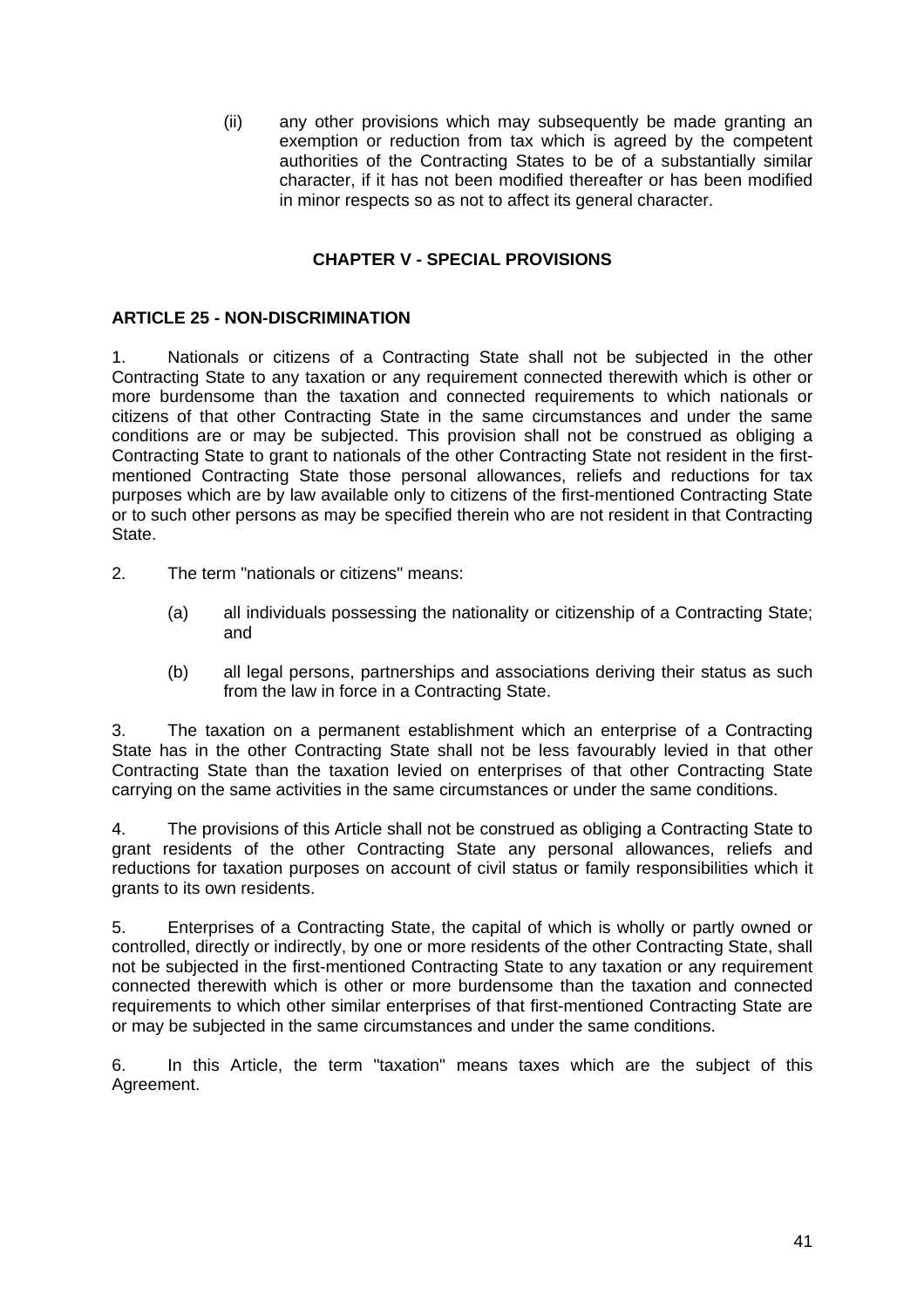(ii) any other provisions which may subsequently be made granting an exemption or reduction from tax which is agreed by the competent authorities of the Contracting States to be of a substantially similar character, if it has not been modified thereafter or has been modified in minor respects so as not to affect its general character.

## CHAPTER V - SPECIAL PROVISIONS

### ARTICLE 25 - NON-DISCRIMINATION

1. Nationals or citizens of a Contracting State shall not be subjected in the other Contracting State to any taxation or any requirement connected therewith which is other or more burdensome than the taxation and connected requirements to which nationals or citizens of that other Contracting State in the same circumstances and under the same conditions are or may be subjected. This provision shall not be construed as obliging a Contracting State to grant to nationals of the other Contracting State not resident in the first-mentioned Contracting State those personal allowances, reliefs and reductions for tax purposes which are by law available only to citizens of the first-mentioned Contracting State or to such other persons as may be specified therein who are not resident in that Contracting State.

2. The term "nationals or citizens" means:

   (a) all individuals possessing the nationality or citizenship of a Contracting State; and

   (b) all legal persons, partnerships and associations deriving their status as such from the law in force in a Contracting State.

3. The taxation on a permanent establishment which an enterprise of a Contracting State has in the other Contracting State shall not be less favourably levied in that other Contracting State than the taxation levied on enterprises of that other Contracting State carrying on the same activities in the same circumstances or under the same conditions.

4. The provisions of this Article shall not be construed as obliging a Contracting State to grant residents of the other Contracting State any personal allowances, reliefs and reductions for taxation purposes on account of civil status or family responsibilities which it grants to its own residents.

5. Enterprises of a Contracting State, the capital of which is wholly or partly owned or controlled, directly or indirectly, by one or more residents of the other Contracting State, shall not be subjected in the first-mentioned Contracting State to any taxation or any requirement connected therewith which is other or more burdensome than the taxation and connected requirements to which other similar enterprises of that first-mentioned Contracting State are or may be subjected in the same circumstances and under the same conditions.

6. In this Article, the term "taxation" means taxes which are the subject of this Agreement.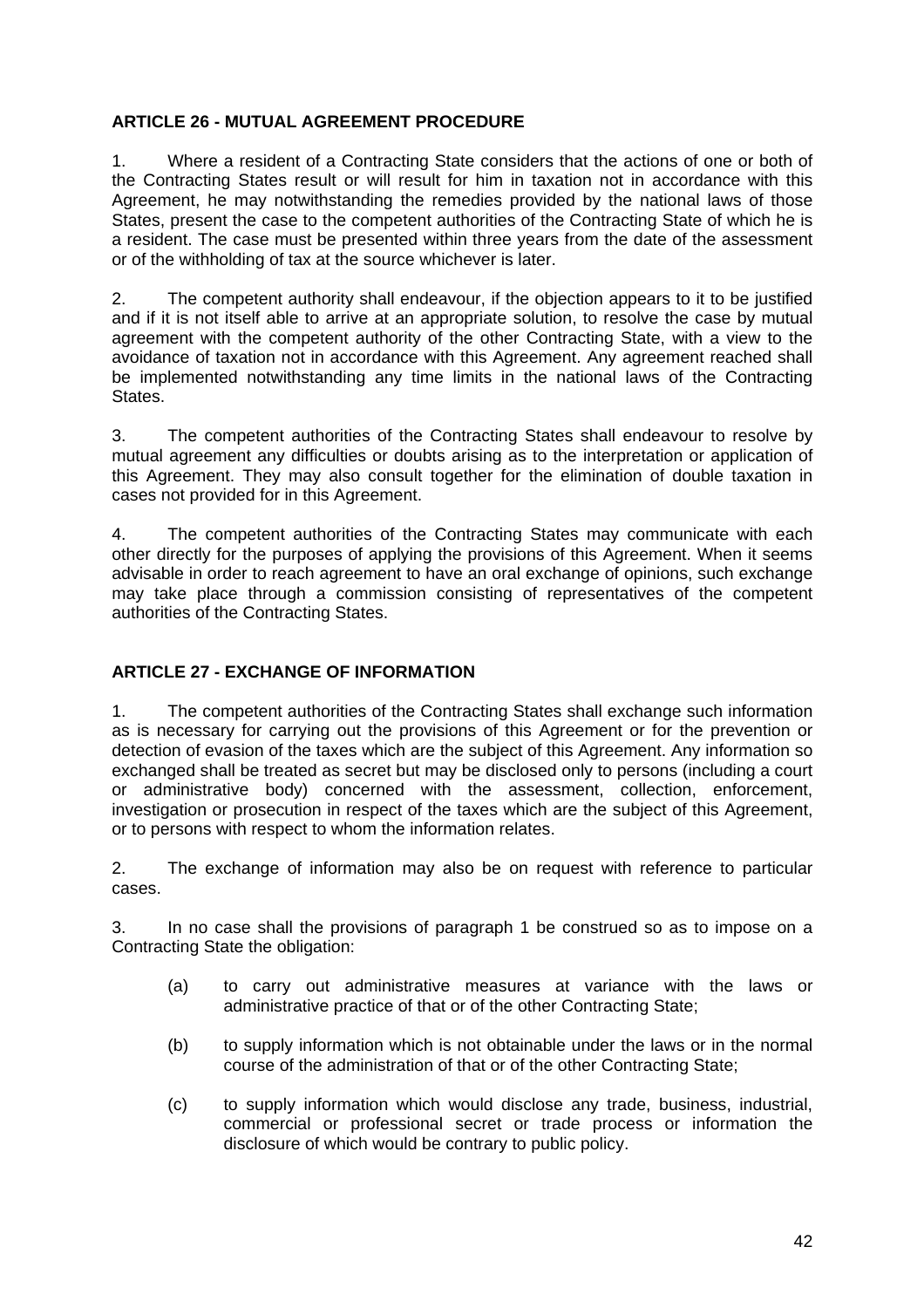## ARTICLE 26 - MUTUAL AGREEMENT PROCEDURE

1. Where a resident of a Contracting State considers that the actions of one or both of the Contracting States result or will result for him in taxation not in accordance with this Agreement, he may notwithstanding the remedies provided by the national laws of those States, present the case to the competent authorities of the Contracting State of which he is a resident. The case must be presented within three years from the date of the assessment or of the withholding of tax at the source whichever is later.

2. The competent authority shall endeavour, if the objection appears to it to be justified and if it is not itself able to arrive at an appropriate solution, to resolve the case by mutual agreement with the competent authority of the other Contracting State, with a view to the avoidance of taxation not in accordance with this Agreement. Any agreement reached shall be implemented notwithstanding any time limits in the national laws of the Contracting States.

3. The competent authorities of the Contracting States shall endeavour to resolve by mutual agreement any difficulties or doubts arising as to the interpretation or application of this Agreement. They may also consult together for the elimination of double taxation in cases not provided for in this Agreement.

4. The competent authorities of the Contracting States may communicate with each other directly for the purposes of applying the provisions of this Agreement. When it seems advisable in order to reach agreement to have an oral exchange of opinions, such exchange may take place through a commission consisting of representatives of the competent authorities of the Contracting States.

## ARTICLE 27 - EXCHANGE OF INFORMATION

1. The competent authorities of the Contracting States shall exchange such information as is necessary for carrying out the provisions of this Agreement or for the prevention or detection of evasion of the taxes which are the subject of this Agreement. Any information so exchanged shall be treated as secret but may be disclosed only to persons (including a court or administrative body) concerned with the assessment, collection, enforcement, investigation or prosecution in respect of the taxes which are the subject of this Agreement, or to persons with respect to whom the information relates.

2. The exchange of information may also be on request with reference to particular cases.

3. In no case shall the provisions of paragraph 1 be construed so as to impose on a Contracting State the obligation:

   (a) to carry out administrative measures at variance with the laws or administrative practice of that or of the other Contracting State;

   (b) to supply information which is not obtainable under the laws or in the normal course of the administration of that or of the other Contracting State;

   (c) to supply information which would disclose any trade, business, industrial, commercial or professional secret or trade process or information the disclosure of which would be contrary to public policy.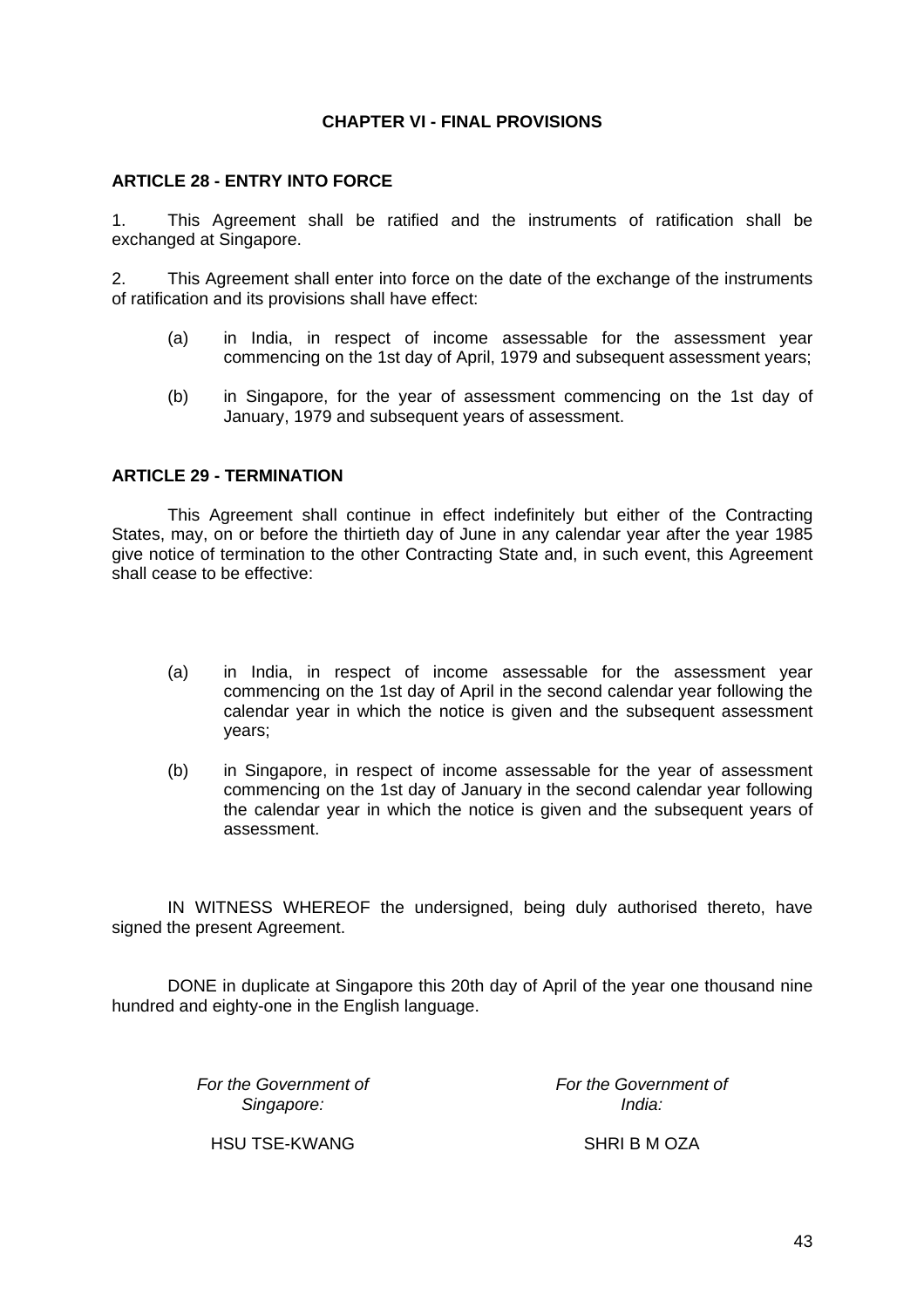## CHAPTER VI - FINAL PROVISIONS

### ARTICLE 28 - ENTRY INTO FORCE

1. This Agreement shall be ratified and the instruments of ratification shall be exchanged at Singapore.

2. This Agreement shall enter into force on the date of the exchange of the instruments of ratification and its provisions shall have effect:

(a) in India, in respect of income assessable for the assessment year commencing on the 1st day of April, 1979 and subsequent assessment years;

(b) in Singapore, for the year of assessment commencing on the 1st day of January, 1979 and subsequent years of assessment.

### ARTICLE 29 - TERMINATION

This Agreement shall continue in effect indefinitely but either of the Contracting States, may, on or before the thirtieth day of June in any calendar year after the year 1985 give notice of termination to the other Contracting State and, in such event, this Agreement shall cease to be effective:

(a) in India, in respect of income assessable for the assessment year commencing on the 1st day of April in the second calendar year following the calendar year in which the notice is given and the subsequent assessment years;

(b) in Singapore, in respect of income assessable for the year of assessment commencing on the 1st day of January in the second calendar year following the calendar year in which the notice is given and the subsequent years of assessment.

IN WITNESS WHEREOF the undersigned, being duly authorised thereto, have signed the present Agreement.

DONE in duplicate at Singapore this 20th day of April of the year one thousand nine hundred and eighty-one in the English language.

*For the Government of Singapore:*

HSU TSE-KWANG

*For the Government of India:*

SHRI B M OZA